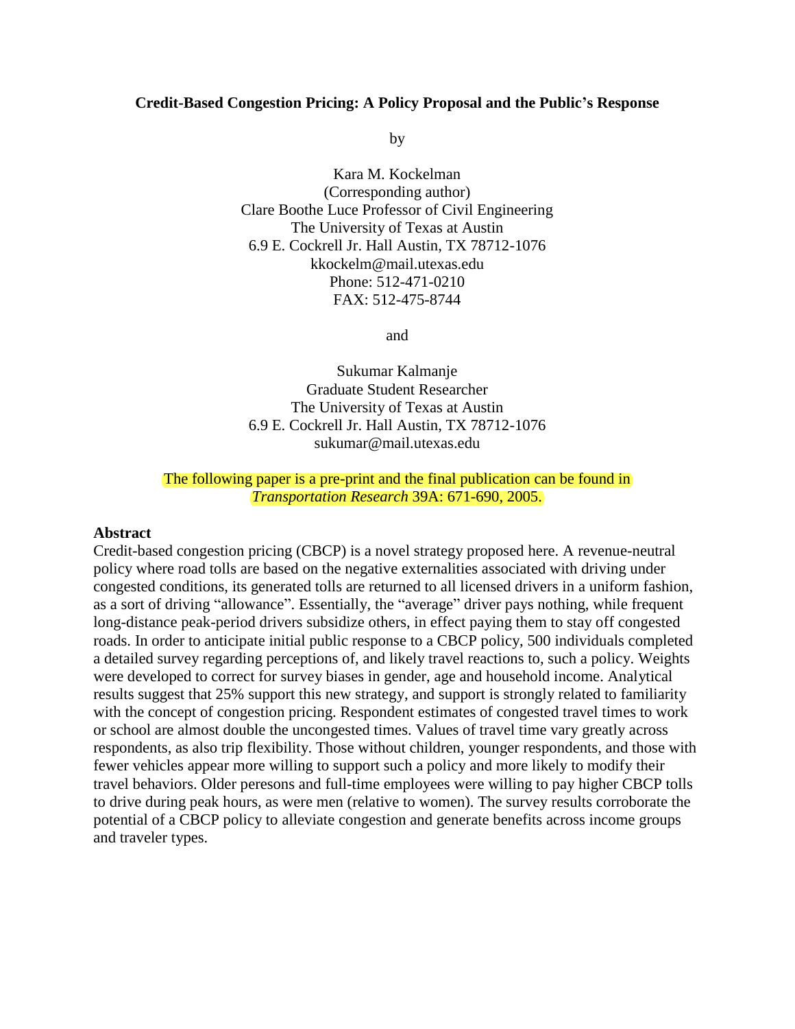**Credit-Based Congestion Pricing: A Policy Proposal and the Public's Response**

by

Kara M. Kockelman
(Corresponding author)
Clare Boothe Luce Professor of Civil Engineering
The University of Texas at Austin
6.9 E. Cockrell Jr. Hall Austin, TX 78712-1076
kkockelm@mail.utexas.edu
Phone: 512-471-0210
FAX: 512-475-8744

and

Sukumar Kalmanje
Graduate Student Researcher
The University of Texas at Austin
6.9 E. Cockrell Jr. Hall Austin, TX 78712-1076
sukumar@mail.utexas.edu

The following paper is a pre-print and the final publication can be found in *Transportation Research* 39A: 671-690, 2005.

## Abstract

Credit-based congestion pricing (CBCP) is a novel strategy proposed here. A revenue-neutral policy where road tolls are based on the negative externalities associated with driving under congested conditions, its generated tolls are returned to all licensed drivers in a uniform fashion, as a sort of driving "allowance". Essentially, the "average" driver pays nothing, while frequent long-distance peak-period drivers subsidize others, in effect paying them to stay off congested roads. In order to anticipate initial public response to a CBCP policy, 500 individuals completed a detailed survey regarding perceptions of, and likely travel reactions to, such a policy. Weights were developed to correct for survey biases in gender, age and household income. Analytical results suggest that 25% support this new strategy, and support is strongly related to familiarity with the concept of congestion pricing. Respondent estimates of congested travel times to work or school are almost double the uncongested times. Values of travel time vary greatly across respondents, as also trip flexibility. Those without children, younger respondents, and those with fewer vehicles appear more willing to support such a policy and more likely to modify their travel behaviors. Older peresons and full-time employees were willing to pay higher CBCP tolls to drive during peak hours, as were men (relative to women). The survey results corroborate the potential of a CBCP policy to alleviate congestion and generate benefits across income groups and traveler types.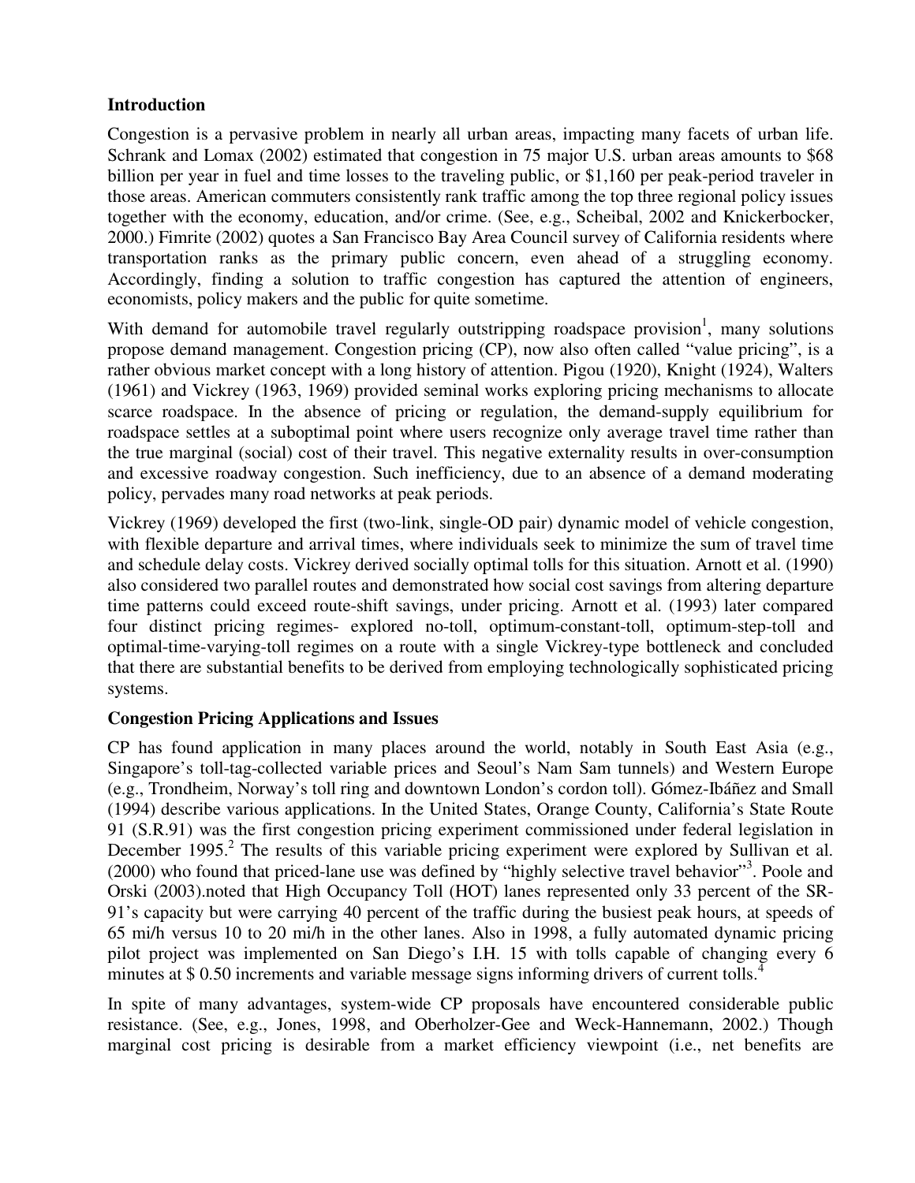## Introduction

Congestion is a pervasive problem in nearly all urban areas, impacting many facets of urban life. Schrank and Lomax (2002) estimated that congestion in 75 major U.S. urban areas amounts to $68 billion per year in fuel and time losses to the traveling public, or $1,160 per peak-period traveler in those areas. American commuters consistently rank traffic among the top three regional policy issues together with the economy, education, and/or crime. (See, e.g., Scheibal, 2002 and Knickerbocker, 2000.) Fimrite (2002) quotes a San Francisco Bay Area Council survey of California residents where transportation ranks as the primary public concern, even ahead of a struggling economy. Accordingly, finding a solution to traffic congestion has captured the attention of engineers, economists, policy makers and the public for quite sometime.

With demand for automobile travel regularly outstripping roadspace provision[1], many solutions propose demand management. Congestion pricing (CP), now also often called "value pricing", is a rather obvious market concept with a long history of attention. Pigou (1920), Knight (1924), Walters (1961) and Vickrey (1963, 1969) provided seminal works exploring pricing mechanisms to allocate scarce roadspace. In the absence of pricing or regulation, the demand-supply equilibrium for roadspace settles at a suboptimal point where users recognize only average travel time rather than the true marginal (social) cost of their travel. This negative externality results in over-consumption and excessive roadway congestion. Such inefficiency, due to an absence of a demand moderating policy, pervades many road networks at peak periods.

Vickrey (1969) developed the first (two-link, single-OD pair) dynamic model of vehicle congestion, with flexible departure and arrival times, where individuals seek to minimize the sum of travel time and schedule delay costs. Vickrey derived socially optimal tolls for this situation. Arnott et al. (1990) also considered two parallel routes and demonstrated how social cost savings from altering departure time patterns could exceed route-shift savings, under pricing. Arnott et al. (1993) later compared four distinct pricing regimes- explored no-toll, optimum-constant-toll, optimum-step-toll and optimal-time-varying-toll regimes on a route with a single Vickrey-type bottleneck and concluded that there are substantial benefits to be derived from employing technologically sophisticated pricing systems.

## Congestion Pricing Applications and Issues

CP has found application in many places around the world, notably in South East Asia (e.g., Singapore's toll-tag-collected variable prices and Seoul's Nam Sam tunnels) and Western Europe (e.g., Trondheim, Norway's toll ring and downtown London's cordon toll). Gómez-Ibáñez and Small (1994) describe various applications. In the United States, Orange County, California's State Route 91 (S.R.91) was the first congestion pricing experiment commissioned under federal legislation in December 1995.[2] The results of this variable pricing experiment were explored by Sullivan et al. (2000) who found that priced-lane use was defined by "highly selective travel behavior"[3]. Poole and Orski (2003).noted that High Occupancy Toll (HOT) lanes represented only 33 percent of the SR-91's capacity but were carrying 40 percent of the traffic during the busiest peak hours, at speeds of 65 mi/h versus 10 to 20 mi/h in the other lanes. Also in 1998, a fully automated dynamic pricing pilot project was implemented on San Diego's I.H. 15 with tolls capable of changing every 6 minutes at $ 0.50 increments and variable message signs informing drivers of current tolls.[4]

In spite of many advantages, system-wide CP proposals have encountered considerable public resistance. (See, e.g., Jones, 1998, and Oberholzer-Gee and Weck-Hannemann, 2002.) Though marginal cost pricing is desirable from a market efficiency viewpoint (i.e., net benefits are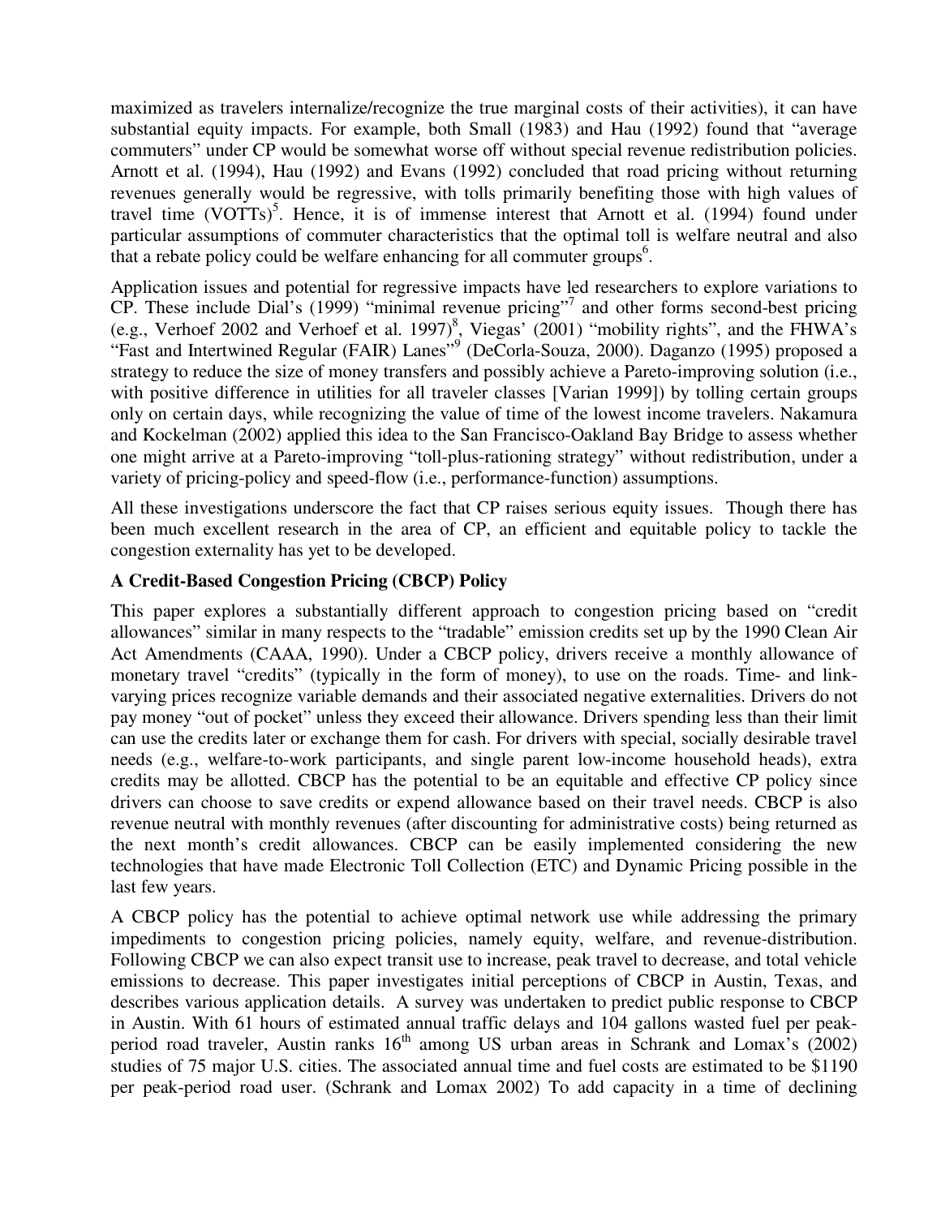maximized as travelers internalize/recognize the true marginal costs of their activities), it can have substantial equity impacts. For example, both Small (1983) and Hau (1992) found that "average commuters" under CP would be somewhat worse off without special revenue redistribution policies. Arnott et al. (1994), Hau (1992) and Evans (1992) concluded that road pricing without returning revenues generally would be regressive, with tolls primarily benefiting those with high values of travel time (VOTTs)[5]. Hence, it is of immense interest that Arnott et al. (1994) found under particular assumptions of commuter characteristics that the optimal toll is welfare neutral and also that a rebate policy could be welfare enhancing for all commuter groups[6].

Application issues and potential for regressive impacts have led researchers to explore variations to CP. These include Dial's (1999) "minimal revenue pricing"[7] and other forms second-best pricing (e.g., Verhoef 2002 and Verhoef et al. 1997)[8], Viegas' (2001) "mobility rights", and the FHWA's "Fast and Intertwined Regular (FAIR) Lanes"[9] (DeCorla-Souza, 2000). Daganzo (1995) proposed a strategy to reduce the size of money transfers and possibly achieve a Pareto-improving solution (i.e., with positive difference in utilities for all traveler classes [Varian 1999]) by tolling certain groups only on certain days, while recognizing the value of time of the lowest income travelers. Nakamura and Kockelman (2002) applied this idea to the San Francisco-Oakland Bay Bridge to assess whether one might arrive at a Pareto-improving "toll-plus-rationing strategy" without redistribution, under a variety of pricing-policy and speed-flow (i.e., performance-function) assumptions.

All these investigations underscore the fact that CP raises serious equity issues. Though there has been much excellent research in the area of CP, an efficient and equitable policy to tackle the congestion externality has yet to be developed.

**A Credit-Based Congestion Pricing (CBCP) Policy**

This paper explores a substantially different approach to congestion pricing based on "credit allowances" similar in many respects to the "tradable" emission credits set up by the 1990 Clean Air Act Amendments (CAAA, 1990). Under a CBCP policy, drivers receive a monthly allowance of monetary travel "credits" (typically in the form of money), to use on the roads. Time- and link-varying prices recognize variable demands and their associated negative externalities. Drivers do not pay money "out of pocket" unless they exceed their allowance. Drivers spending less than their limit can use the credits later or exchange them for cash. For drivers with special, socially desirable travel needs (e.g., welfare-to-work participants, and single parent low-income household heads), extra credits may be allotted. CBCP has the potential to be an equitable and effective CP policy since drivers can choose to save credits or expend allowance based on their travel needs. CBCP is also revenue neutral with monthly revenues (after discounting for administrative costs) being returned as the next month's credit allowances. CBCP can be easily implemented considering the new technologies that have made Electronic Toll Collection (ETC) and Dynamic Pricing possible in the last few years.

A CBCP policy has the potential to achieve optimal network use while addressing the primary impediments to congestion pricing policies, namely equity, welfare, and revenue-distribution. Following CBCP we can also expect transit use to increase, peak travel to decrease, and total vehicle emissions to decrease. This paper investigates initial perceptions of CBCP in Austin, Texas, and describes various application details. A survey was undertaken to predict public response to CBCP in Austin. With 61 hours of estimated annual traffic delays and 104 gallons wasted fuel per peak-period road traveler, Austin ranks 16th among US urban areas in Schrank and Lomax's (2002) studies of 75 major U.S. cities. The associated annual time and fuel costs are estimated to be $1190 per peak-period road user. (Schrank and Lomax 2002) To add capacity in a time of declining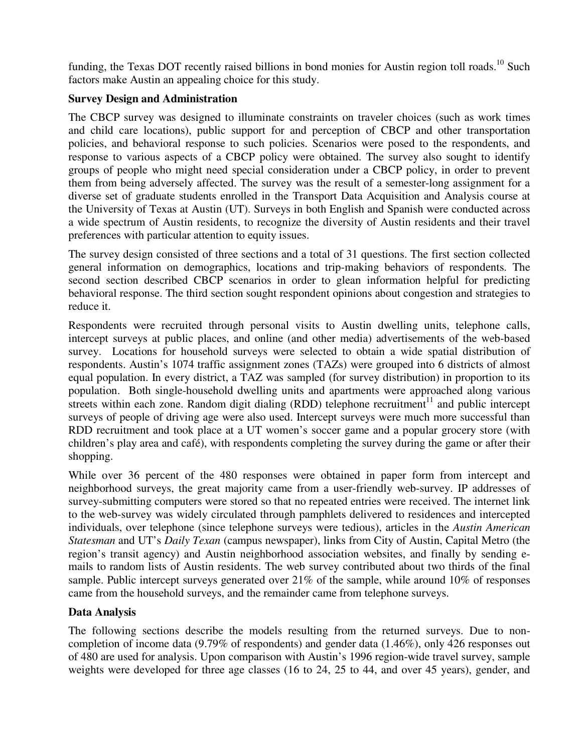funding, the Texas DOT recently raised billions in bond monies for Austin region toll roads.[10] Such factors make Austin an appealing choice for this study.

**Survey Design and Administration**

The CBCP survey was designed to illuminate constraints on traveler choices (such as work times and child care locations), public support for and perception of CBCP and other transportation policies, and behavioral response to such policies. Scenarios were posed to the respondents, and response to various aspects of a CBCP policy were obtained. The survey also sought to identify groups of people who might need special consideration under a CBCP policy, in order to prevent them from being adversely affected. The survey was the result of a semester-long assignment for a diverse set of graduate students enrolled in the Transport Data Acquisition and Analysis course at the University of Texas at Austin (UT). Surveys in both English and Spanish were conducted across a wide spectrum of Austin residents, to recognize the diversity of Austin residents and their travel preferences with particular attention to equity issues.

The survey design consisted of three sections and a total of 31 questions. The first section collected general information on demographics, locations and trip-making behaviors of respondents. The second section described CBCP scenarios in order to glean information helpful for predicting behavioral response. The third section sought respondent opinions about congestion and strategies to reduce it.

Respondents were recruited through personal visits to Austin dwelling units, telephone calls, intercept surveys at public places, and online (and other media) advertisements of the web-based survey. Locations for household surveys were selected to obtain a wide spatial distribution of respondents. Austin's 1074 traffic assignment zones (TAZs) were grouped into 6 districts of almost equal population. In every district, a TAZ was sampled (for survey distribution) in proportion to its population. Both single-household dwelling units and apartments were approached along various streets within each zone. Random digit dialing (RDD) telephone recruitment[11] and public intercept surveys of people of driving age were also used. Intercept surveys were much more successful than RDD recruitment and took place at a UT women's soccer game and a popular grocery store (with children's play area and café), with respondents completing the survey during the game or after their shopping.

While over 36 percent of the 480 responses were obtained in paper form from intercept and neighborhood surveys, the great majority came from a user-friendly web-survey. IP addresses of survey-submitting computers were stored so that no repeated entries were received. The internet link to the web-survey was widely circulated through pamphlets delivered to residences and intercepted individuals, over telephone (since telephone surveys were tedious), articles in the *Austin American Statesman* and UT's *Daily Texan* (campus newspaper), links from City of Austin, Capital Metro (the region's transit agency) and Austin neighborhood association websites, and finally by sending e-mails to random lists of Austin residents. The web survey contributed about two thirds of the final sample. Public intercept surveys generated over 21% of the sample, while around 10% of responses came from the household surveys, and the remainder came from telephone surveys.

**Data Analysis**

The following sections describe the models resulting from the returned surveys. Due to non-completion of income data (9.79% of respondents) and gender data (1.46%), only 426 responses out of 480 are used for analysis. Upon comparison with Austin's 1996 region-wide travel survey, sample weights were developed for three age classes (16 to 24, 25 to 44, and over 45 years), gender, and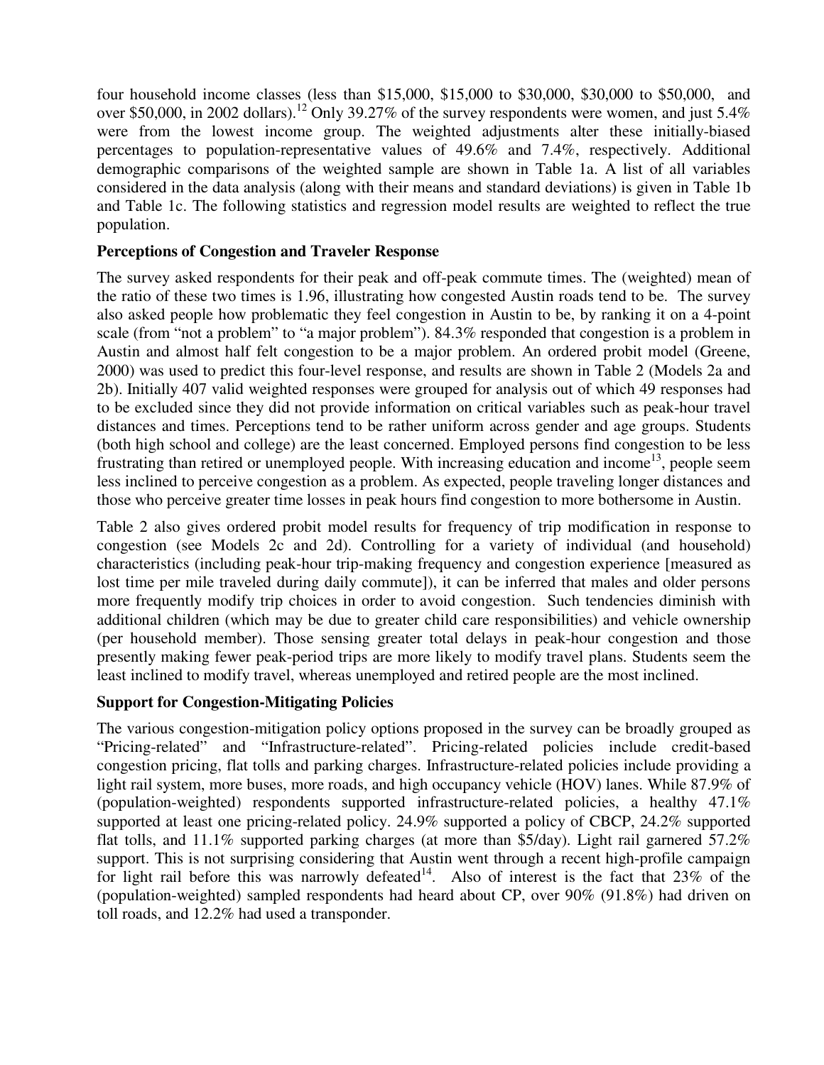four household income classes (less than \$15,000, \$15,000 to \$30,000, \$30,000 to \$50,000, and over \$50,000, in 2002 dollars).[12] Only 39.27% of the survey respondents were women, and just 5.4% were from the lowest income group. The weighted adjustments alter these initially-biased percentages to population-representative values of 49.6% and 7.4%, respectively. Additional demographic comparisons of the weighted sample are shown in Table 1a. A list of all variables considered in the data analysis (along with their means and standard deviations) is given in Table 1b and Table 1c. The following statistics and regression model results are weighted to reflect the true population.

**Perceptions of Congestion and Traveler Response**

The survey asked respondents for their peak and off-peak commute times. The (weighted) mean of the ratio of these two times is 1.96, illustrating how congested Austin roads tend to be. The survey also asked people how problematic they feel congestion in Austin to be, by ranking it on a 4-point scale (from "not a problem" to "a major problem"). 84.3% responded that congestion is a problem in Austin and almost half felt congestion to be a major problem. An ordered probit model (Greene, 2000) was used to predict this four-level response, and results are shown in Table 2 (Models 2a and 2b). Initially 407 valid weighted responses were grouped for analysis out of which 49 responses had to be excluded since they did not provide information on critical variables such as peak-hour travel distances and times. Perceptions tend to be rather uniform across gender and age groups. Students (both high school and college) are the least concerned. Employed persons find congestion to be less frustrating than retired or unemployed people. With increasing education and income[13], people seem less inclined to perceive congestion as a problem. As expected, people traveling longer distances and those who perceive greater time losses in peak hours find congestion to more bothersome in Austin.

Table 2 also gives ordered probit model results for frequency of trip modification in response to congestion (see Models 2c and 2d). Controlling for a variety of individual (and household) characteristics (including peak-hour trip-making frequency and congestion experience [measured as lost time per mile traveled during daily commute]), it can be inferred that males and older persons more frequently modify trip choices in order to avoid congestion. Such tendencies diminish with additional children (which may be due to greater child care responsibilities) and vehicle ownership (per household member). Those sensing greater total delays in peak-hour congestion and those presently making fewer peak-period trips are more likely to modify travel plans. Students seem the least inclined to modify travel, whereas unemployed and retired people are the most inclined.

**Support for Congestion-Mitigating Policies**

The various congestion-mitigation policy options proposed in the survey can be broadly grouped as "Pricing-related" and "Infrastructure-related". Pricing-related policies include credit-based congestion pricing, flat tolls and parking charges. Infrastructure-related policies include providing a light rail system, more buses, more roads, and high occupancy vehicle (HOV) lanes. While 87.9% of (population-weighted) respondents supported infrastructure-related policies, a healthy 47.1% supported at least one pricing-related policy. 24.9% supported a policy of CBCP, 24.2% supported flat tolls, and 11.1% supported parking charges (at more than \$5/day). Light rail garnered 57.2% support. This is not surprising considering that Austin went through a recent high-profile campaign for light rail before this was narrowly defeated[14]. Also of interest is the fact that 23% of the (population-weighted) sampled respondents had heard about CP, over 90% (91.8%) had driven on toll roads, and 12.2% had used a transponder.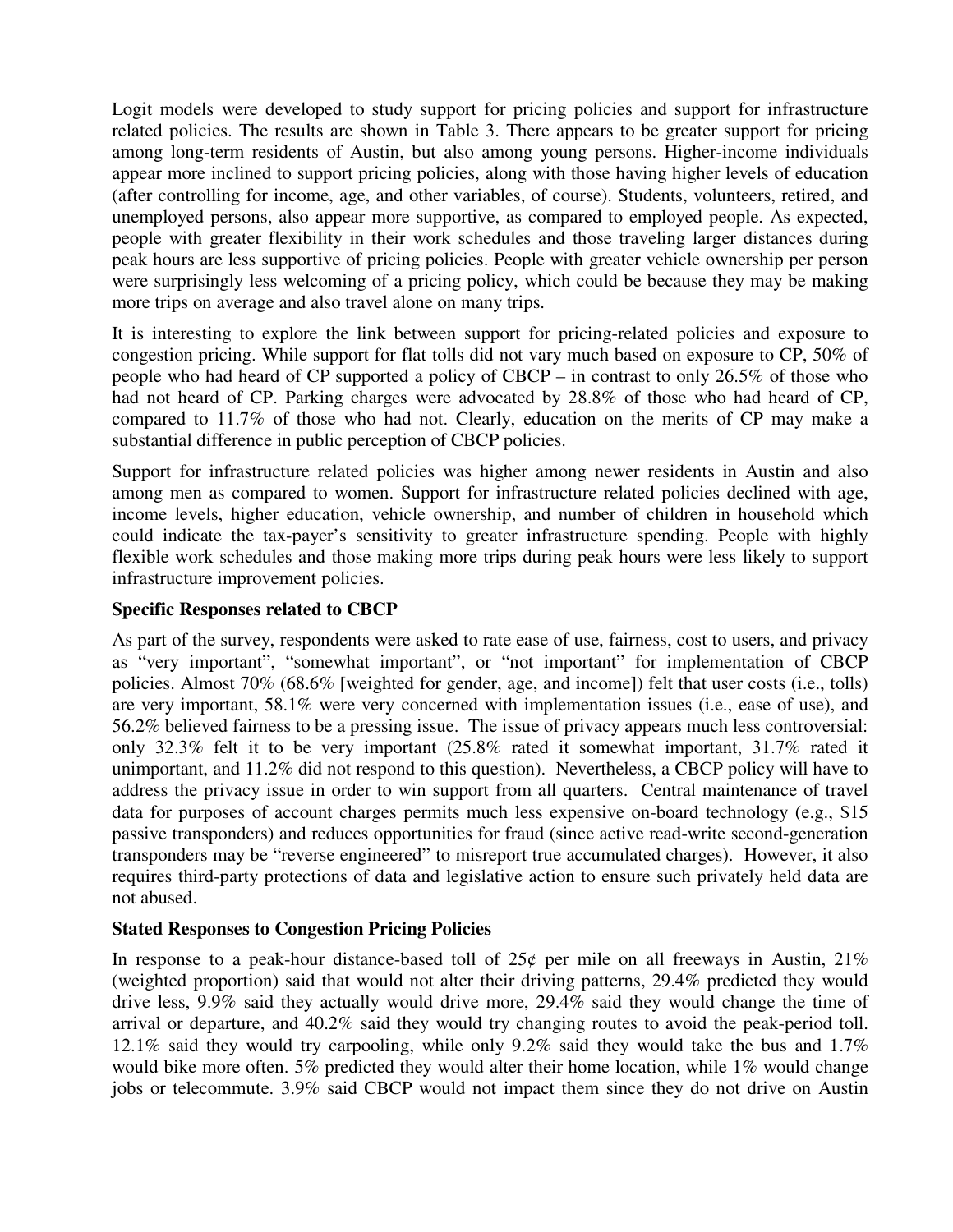Logit models were developed to study support for pricing policies and support for infrastructure related policies. The results are shown in Table 3. There appears to be greater support for pricing among long-term residents of Austin, but also among young persons. Higher-income individuals appear more inclined to support pricing policies, along with those having higher levels of education (after controlling for income, age, and other variables, of course). Students, volunteers, retired, and unemployed persons, also appear more supportive, as compared to employed people. As expected, people with greater flexibility in their work schedules and those traveling larger distances during peak hours are less supportive of pricing policies. People with greater vehicle ownership per person were surprisingly less welcoming of a pricing policy, which could be because they may be making more trips on average and also travel alone on many trips.

It is interesting to explore the link between support for pricing-related policies and exposure to congestion pricing. While support for flat tolls did not vary much based on exposure to CP, 50% of people who had heard of CP supported a policy of CBCP – in contrast to only 26.5% of those who had not heard of CP. Parking charges were advocated by 28.8% of those who had heard of CP, compared to 11.7% of those who had not. Clearly, education on the merits of CP may make a substantial difference in public perception of CBCP policies.

Support for infrastructure related policies was higher among newer residents in Austin and also among men as compared to women. Support for infrastructure related policies declined with age, income levels, higher education, vehicle ownership, and number of children in household which could indicate the tax-payer's sensitivity to greater infrastructure spending. People with highly flexible work schedules and those making more trips during peak hours were less likely to support infrastructure improvement policies.

**Specific Responses related to CBCP**

As part of the survey, respondents were asked to rate ease of use, fairness, cost to users, and privacy as "very important", "somewhat important", or "not important" for implementation of CBCP policies. Almost 70% (68.6% [weighted for gender, age, and income]) felt that user costs (i.e., tolls) are very important, 58.1% were very concerned with implementation issues (i.e., ease of use), and 56.2% believed fairness to be a pressing issue. The issue of privacy appears much less controversial: only 32.3% felt it to be very important (25.8% rated it somewhat important, 31.7% rated it unimportant, and 11.2% did not respond to this question). Nevertheless, a CBCP policy will have to address the privacy issue in order to win support from all quarters. Central maintenance of travel data for purposes of account charges permits much less expensive on-board technology (e.g., $15 passive transponders) and reduces opportunities for fraud (since active read-write second-generation transponders may be "reverse engineered" to misreport true accumulated charges). However, it also requires third-party protections of data and legislative action to ensure such privately held data are not abused.

**Stated Responses to Congestion Pricing Policies**

In response to a peak-hour distance-based toll of 25¢ per mile on all freeways in Austin, 21% (weighted proportion) said that would not alter their driving patterns, 29.4% predicted they would drive less, 9.9% said they actually would drive more, 29.4% said they would change the time of arrival or departure, and 40.2% said they would try changing routes to avoid the peak-period toll. 12.1% said they would try carpooling, while only 9.2% said they would take the bus and 1.7% would bike more often. 5% predicted they would alter their home location, while 1% would change jobs or telecommute. 3.9% said CBCP would not impact them since they do not drive on Austin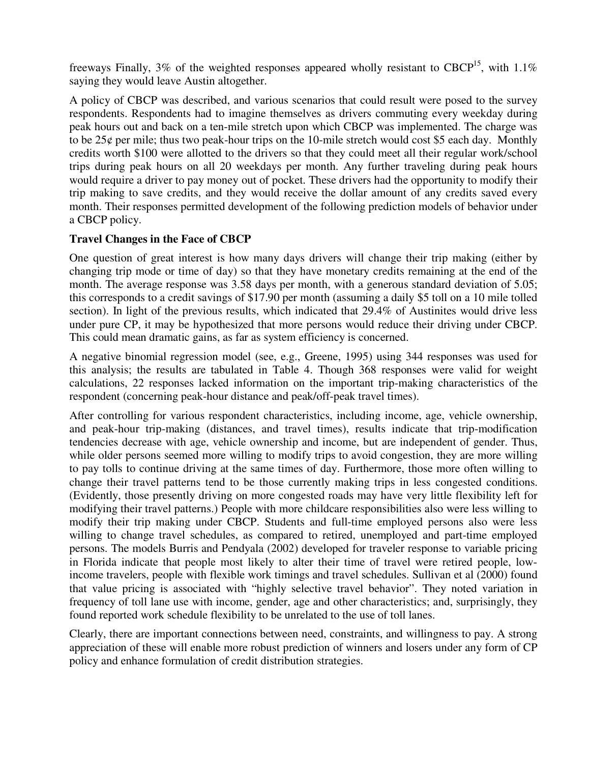freeways Finally, 3% of the weighted responses appeared wholly resistant to CBCP[15], with 1.1% saying they would leave Austin altogether.

A policy of CBCP was described, and various scenarios that could result were posed to the survey respondents. Respondents had to imagine themselves as drivers commuting every weekday during peak hours out and back on a ten-mile stretch upon which CBCP was implemented. The charge was to be 25¢ per mile; thus two peak-hour trips on the 10-mile stretch would cost $5 each day. Monthly credits worth $100 were allotted to the drivers so that they could meet all their regular work/school trips during peak hours on all 20 weekdays per month. Any further traveling during peak hours would require a driver to pay money out of pocket. These drivers had the opportunity to modify their trip making to save credits, and they would receive the dollar amount of any credits saved every month. Their responses permitted development of the following prediction models of behavior under a CBCP policy.

**Travel Changes in the Face of CBCP**

One question of great interest is how many days drivers will change their trip making (either by changing trip mode or time of day) so that they have monetary credits remaining at the end of the month. The average response was 3.58 days per month, with a generous standard deviation of 5.05; this corresponds to a credit savings of $17.90 per month (assuming a daily $5 toll on a 10 mile tolled section). In light of the previous results, which indicated that 29.4% of Austinites would drive less under pure CP, it may be hypothesized that more persons would reduce their driving under CBCP. This could mean dramatic gains, as far as system efficiency is concerned.

A negative binomial regression model (see, e.g., Greene, 1995) using 344 responses was used for this analysis; the results are tabulated in Table 4. Though 368 responses were valid for weight calculations, 22 responses lacked information on the important trip-making characteristics of the respondent (concerning peak-hour distance and peak/off-peak travel times).

After controlling for various respondent characteristics, including income, age, vehicle ownership, and peak-hour trip-making (distances, and travel times), results indicate that trip-modification tendencies decrease with age, vehicle ownership and income, but are independent of gender. Thus, while older persons seemed more willing to modify trips to avoid congestion, they are more willing to pay tolls to continue driving at the same times of day. Furthermore, those more often willing to change their travel patterns tend to be those currently making trips in less congested conditions. (Evidently, those presently driving on more congested roads may have very little flexibility left for modifying their travel patterns.) People with more childcare responsibilities also were less willing to modify their trip making under CBCP. Students and full-time employed persons also were less willing to change travel schedules, as compared to retired, unemployed and part-time employed persons. The models Burris and Pendyala (2002) developed for traveler response to variable pricing in Florida indicate that people most likely to alter their time of travel were retired people, low-income travelers, people with flexible work timings and travel schedules. Sullivan et al (2000) found that value pricing is associated with "highly selective travel behavior". They noted variation in frequency of toll lane use with income, gender, age and other characteristics; and, surprisingly, they found reported work schedule flexibility to be unrelated to the use of toll lanes.

Clearly, there are important connections between need, constraints, and willingness to pay. A strong appreciation of these will enable more robust prediction of winners and losers under any form of CP policy and enhance formulation of credit distribution strategies.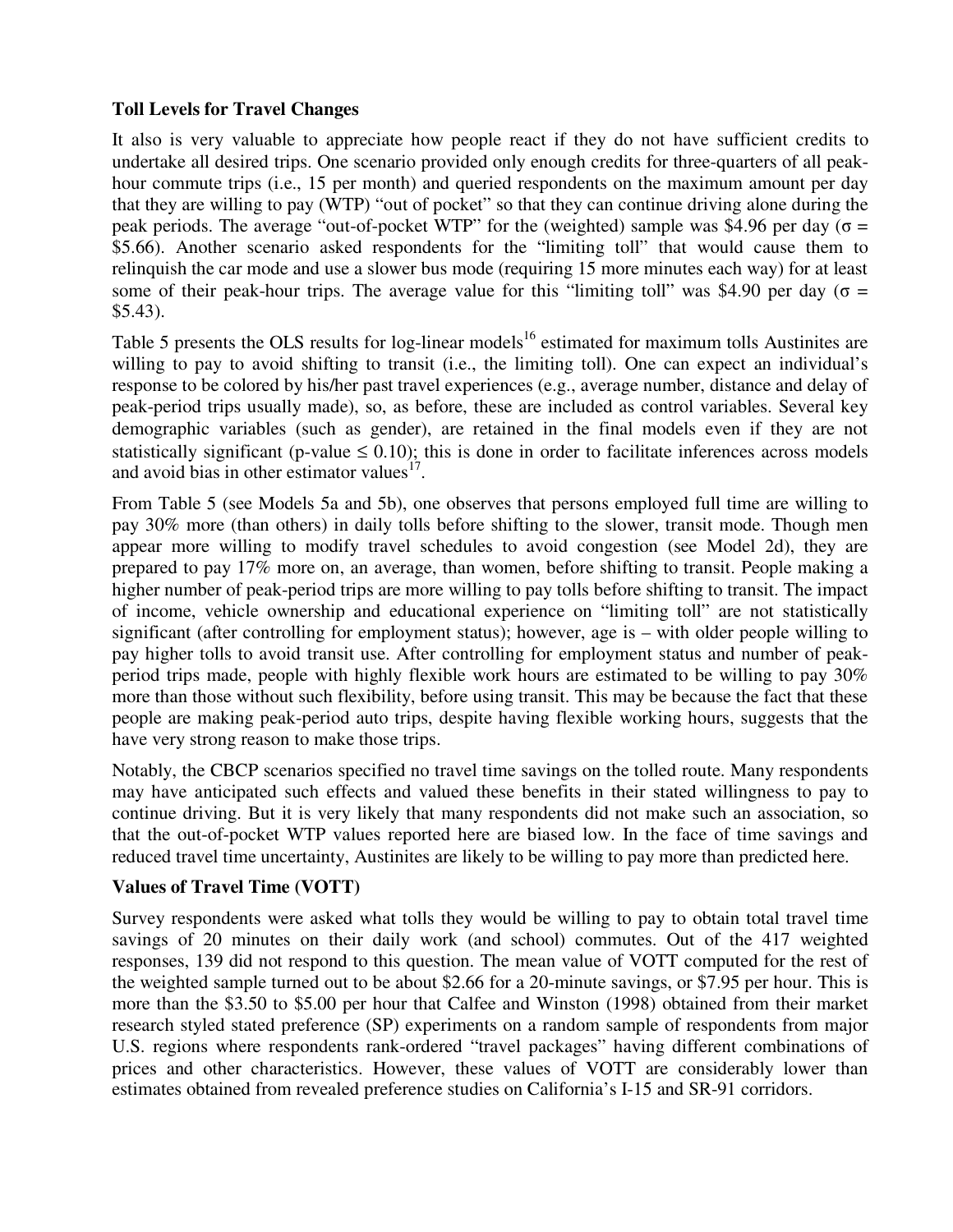**Toll Levels for Travel Changes**

It also is very valuable to appreciate how people react if they do not have sufficient credits to undertake all desired trips. One scenario provided only enough credits for three-quarters of all peak-hour commute trips (i.e., 15 per month) and queried respondents on the maximum amount per day that they are willing to pay (WTP) "out of pocket" so that they can continue driving alone during the peak periods. The average "out-of-pocket WTP" for the (weighted) sample was \$4.96 per day ($\sigma =$ \$5.66). Another scenario asked respondents for the "limiting toll" that would cause them to relinquish the car mode and use a slower bus mode (requiring 15 more minutes each way) for at least some of their peak-hour trips. The average value for this "limiting toll" was \$4.90 per day ($\sigma =$ \$5.43).

Table 5 presents the OLS results for log-linear models[16] estimated for maximum tolls Austinites are willing to pay to avoid shifting to transit (i.e., the limiting toll). One can expect an individual's response to be colored by his/her past travel experiences (e.g., average number, distance and delay of peak-period trips usually made), so, as before, these are included as control variables. Several key demographic variables (such as gender), are retained in the final models even if they are not statistically significant (p-value $\leq 0.10$); this is done in order to facilitate inferences across models and avoid bias in other estimator values[17].

From Table 5 (see Models 5a and 5b), one observes that persons employed full time are willing to pay 30% more (than others) in daily tolls before shifting to the slower, transit mode. Though men appear more willing to modify travel schedules to avoid congestion (see Model 2d), they are prepared to pay 17% more on, an average, than women, before shifting to transit. People making a higher number of peak-period trips are more willing to pay tolls before shifting to transit. The impact of income, vehicle ownership and educational experience on "limiting toll" are not statistically significant (after controlling for employment status); however, age is – with older people willing to pay higher tolls to avoid transit use. After controlling for employment status and number of peak-period trips made, people with highly flexible work hours are estimated to be willing to pay 30% more than those without such flexibility, before using transit. This may be because the fact that these people are making peak-period auto trips, despite having flexible working hours, suggests that the have very strong reason to make those trips.

Notably, the CBCP scenarios specified no travel time savings on the tolled route. Many respondents may have anticipated such effects and valued these benefits in their stated willingness to pay to continue driving. But it is very likely that many respondents did not make such an association, so that the out-of-pocket WTP values reported here are biased low. In the face of time savings and reduced travel time uncertainty, Austinites are likely to be willing to pay more than predicted here.

**Values of Travel Time (VOTT)**

Survey respondents were asked what tolls they would be willing to pay to obtain total travel time savings of 20 minutes on their daily work (and school) commutes. Out of the 417 weighted responses, 139 did not respond to this question. The mean value of VOTT computed for the rest of the weighted sample turned out to be about \$2.66 for a 20-minute savings, or \$7.95 per hour. This is more than the \$3.50 to \$5.00 per hour that Calfee and Winston (1998) obtained from their market research styled stated preference (SP) experiments on a random sample of respondents from major U.S. regions where respondents rank-ordered "travel packages" having different combinations of prices and other characteristics. However, these values of VOTT are considerably lower than estimates obtained from revealed preference studies on California's I-15 and SR-91 corridors.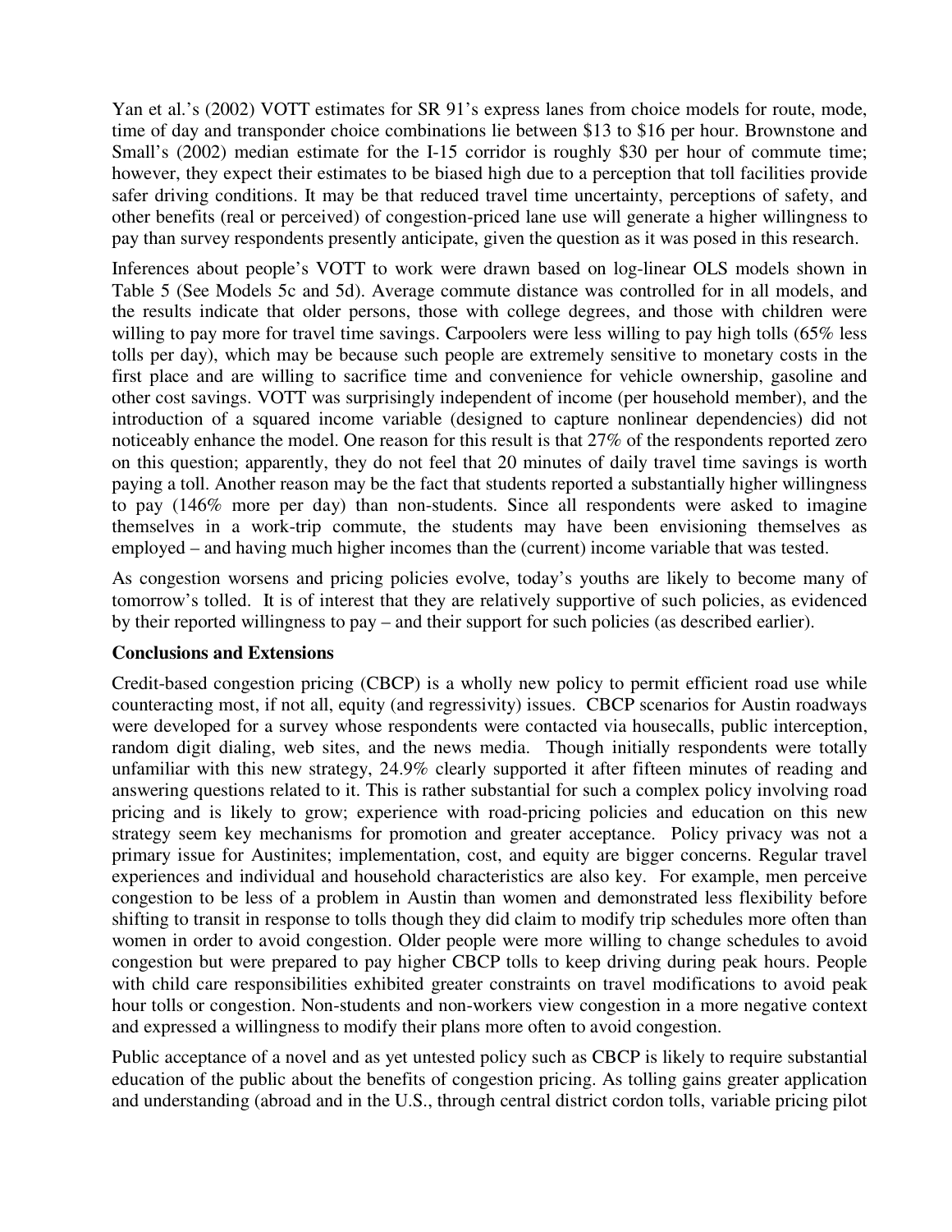Yan et al.'s (2002) VOTT estimates for SR 91's express lanes from choice models for route, mode, time of day and transponder choice combinations lie between \$13 to \$16 per hour. Brownstone and Small's (2002) median estimate for the I-15 corridor is roughly \$30 per hour of commute time; however, they expect their estimates to be biased high due to a perception that toll facilities provide safer driving conditions. It may be that reduced travel time uncertainty, perceptions of safety, and other benefits (real or perceived) of congestion-priced lane use will generate a higher willingness to pay than survey respondents presently anticipate, given the question as it was posed in this research.

Inferences about people's VOTT to work were drawn based on log-linear OLS models shown in Table 5 (See Models 5c and 5d). Average commute distance was controlled for in all models, and the results indicate that older persons, those with college degrees, and those with children were willing to pay more for travel time savings. Carpoolers were less willing to pay high tolls (65% less tolls per day), which may be because such people are extremely sensitive to monetary costs in the first place and are willing to sacrifice time and convenience for vehicle ownership, gasoline and other cost savings. VOTT was surprisingly independent of income (per household member), and the introduction of a squared income variable (designed to capture nonlinear dependencies) did not noticeably enhance the model. One reason for this result is that 27% of the respondents reported zero on this question; apparently, they do not feel that 20 minutes of daily travel time savings is worth paying a toll. Another reason may be the fact that students reported a substantially higher willingness to pay (146% more per day) than non-students. Since all respondents were asked to imagine themselves in a work-trip commute, the students may have been envisioning themselves as employed – and having much higher incomes than the (current) income variable that was tested.

As congestion worsens and pricing policies evolve, today's youths are likely to become many of tomorrow's tolled. It is of interest that they are relatively supportive of such policies, as evidenced by their reported willingness to pay – and their support for such policies (as described earlier).

**Conclusions and Extensions**

Credit-based congestion pricing (CBCP) is a wholly new policy to permit efficient road use while counteracting most, if not all, equity (and regressivity) issues. CBCP scenarios for Austin roadways were developed for a survey whose respondents were contacted via housecalls, public interception, random digit dialing, web sites, and the news media. Though initially respondents were totally unfamiliar with this new strategy, 24.9% clearly supported it after fifteen minutes of reading and answering questions related to it. This is rather substantial for such a complex policy involving road pricing and is likely to grow; experience with road-pricing policies and education on this new strategy seem key mechanisms for promotion and greater acceptance. Policy privacy was not a primary issue for Austinites; implementation, cost, and equity are bigger concerns. Regular travel experiences and individual and household characteristics are also key. For example, men perceive congestion to be less of a problem in Austin than women and demonstrated less flexibility before shifting to transit in response to tolls though they did claim to modify trip schedules more often than women in order to avoid congestion. Older people were more willing to change schedules to avoid congestion but were prepared to pay higher CBCP tolls to keep driving during peak hours. People with child care responsibilities exhibited greater constraints on travel modifications to avoid peak hour tolls or congestion. Non-students and non-workers view congestion in a more negative context and expressed a willingness to modify their plans more often to avoid congestion.

Public acceptance of a novel and as yet untested policy such as CBCP is likely to require substantial education of the public about the benefits of congestion pricing. As tolling gains greater application and understanding (abroad and in the U.S., through central district cordon tolls, variable pricing pilot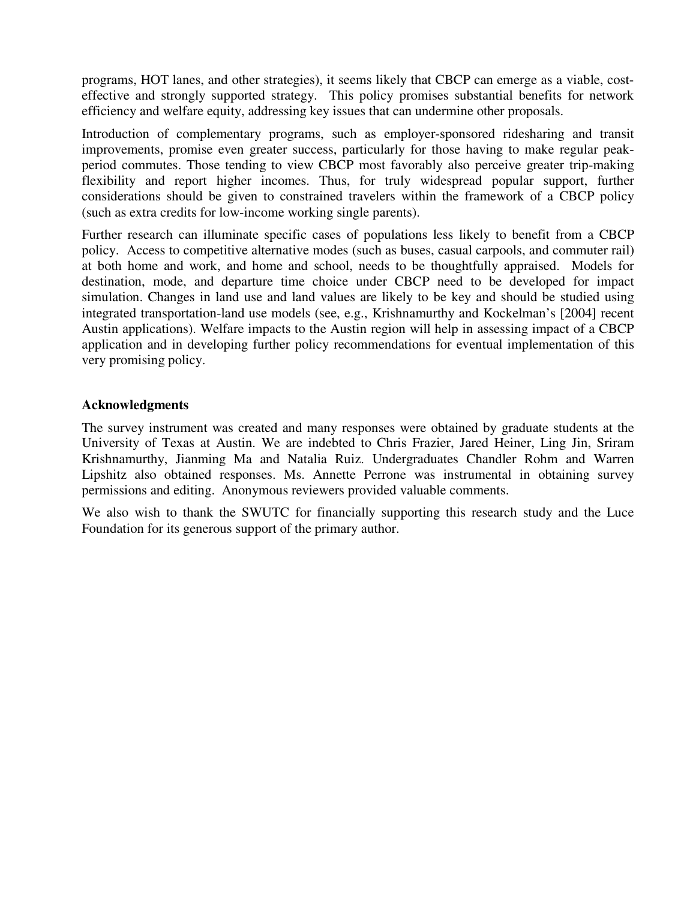programs, HOT lanes, and other strategies), it seems likely that CBCP can emerge as a viable, cost-effective and strongly supported strategy. This policy promises substantial benefits for network efficiency and welfare equity, addressing key issues that can undermine other proposals.

Introduction of complementary programs, such as employer-sponsored ridesharing and transit improvements, promise even greater success, particularly for those having to make regular peak-period commutes. Those tending to view CBCP most favorably also perceive greater trip-making flexibility and report higher incomes. Thus, for truly widespread popular support, further considerations should be given to constrained travelers within the framework of a CBCP policy (such as extra credits for low-income working single parents).

Further research can illuminate specific cases of populations less likely to benefit from a CBCP policy. Access to competitive alternative modes (such as buses, casual carpools, and commuter rail) at both home and work, and home and school, needs to be thoughtfully appraised. Models for destination, mode, and departure time choice under CBCP need to be developed for impact simulation. Changes in land use and land values are likely to be key and should be studied using integrated transportation-land use models (see, e.g., Krishnamurthy and Kockelman's [2004] recent Austin applications). Welfare impacts to the Austin region will help in assessing impact of a CBCP application and in developing further policy recommendations for eventual implementation of this very promising policy.

### Acknowledgments

The survey instrument was created and many responses were obtained by graduate students at the University of Texas at Austin. We are indebted to Chris Frazier, Jared Heiner, Ling Jin, Sriram Krishnamurthy, Jianming Ma and Natalia Ruiz. Undergraduates Chandler Rohm and Warren Lipshitz also obtained responses. Ms. Annette Perrone was instrumental in obtaining survey permissions and editing. Anonymous reviewers provided valuable comments.

We also wish to thank the SWUTC for financially supporting this research study and the Luce Foundation for its generous support of the primary author.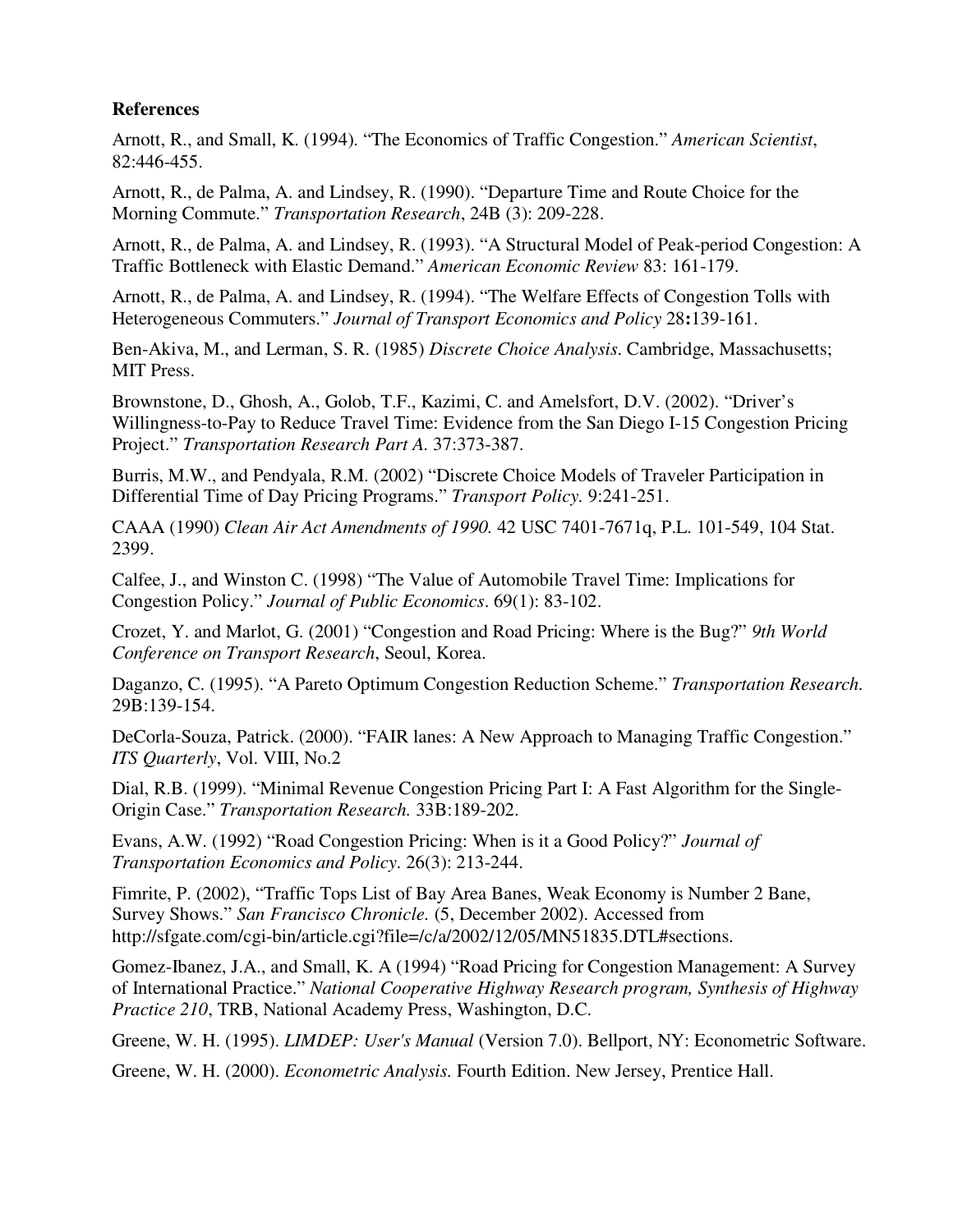**References**

Arnott, R., and Small, K. (1994). "The Economics of Traffic Congestion." *American Scientist*, 82:446-455.

Arnott, R., de Palma, A. and Lindsey, R. (1990). "Departure Time and Route Choice for the Morning Commute." *Transportation Research*, 24B (3): 209-228.

Arnott, R., de Palma, A. and Lindsey, R. (1993). "A Structural Model of Peak-period Congestion: A Traffic Bottleneck with Elastic Demand." *American Economic Review* 83: 161-179.

Arnott, R., de Palma, A. and Lindsey, R. (1994). "The Welfare Effects of Congestion Tolls with Heterogeneous Commuters." *Journal of Transport Economics and Policy* 28**:**139-161.

Ben-Akiva, M., and Lerman, S. R. (1985) *Discrete Choice Analysis*. Cambridge, Massachusetts; MIT Press.

Brownstone, D., Ghosh, A., Golob, T.F., Kazimi, C. and Amelsfort, D.V. (2002). "Driver's Willingness-to-Pay to Reduce Travel Time: Evidence from the San Diego I-15 Congestion Pricing Project." *Transportation Research Part A.* 37:373-387.

Burris, M.W., and Pendyala, R.M. (2002) "Discrete Choice Models of Traveler Participation in Differential Time of Day Pricing Programs." *Transport Policy.* 9:241-251.

CAAA (1990) *Clean Air Act Amendments of 1990.* 42 USC 7401-7671q, P.L. 101-549, 104 Stat. 2399.

Calfee, J., and Winston C. (1998) "The Value of Automobile Travel Time: Implications for Congestion Policy." *Journal of Public Economics*. 69(1): 83-102.

Crozet, Y. and Marlot, G. (2001) "Congestion and Road Pricing: Where is the Bug?" *9th World Conference on Transport Research*, Seoul, Korea.

Daganzo, C. (1995). "A Pareto Optimum Congestion Reduction Scheme." *Transportation Research.* 29B:139-154.

DeCorla-Souza, Patrick. (2000). "FAIR lanes: A New Approach to Managing Traffic Congestion." *ITS Quarterly*, Vol. VIII, No.2

Dial, R.B. (1999). "Minimal Revenue Congestion Pricing Part I: A Fast Algorithm for the Single-Origin Case." *Transportation Research.* 33B:189-202.

Evans, A.W. (1992) "Road Congestion Pricing: When is it a Good Policy?" *Journal of Transportation Economics and Policy*. 26(3): 213-244.

Fimrite, P. (2002), "Traffic Tops List of Bay Area Banes, Weak Economy is Number 2 Bane, Survey Shows." *San Francisco Chronicle.* (5, December 2002). Accessed from http://sfgate.com/cgi-bin/article.cgi?file=/c/a/2002/12/05/MN51835.DTL#sections.

Gomez-Ibanez, J.A., and Small, K. A (1994) "Road Pricing for Congestion Management: A Survey of International Practice." *National Cooperative Highway Research program, Synthesis of Highway Practice 210*, TRB, National Academy Press, Washington, D.C.

Greene, W. H. (1995). *LIMDEP: User's Manual* (Version 7.0). Bellport, NY: Econometric Software.

Greene, W. H. (2000). *Econometric Analysis.* Fourth Edition. New Jersey, Prentice Hall.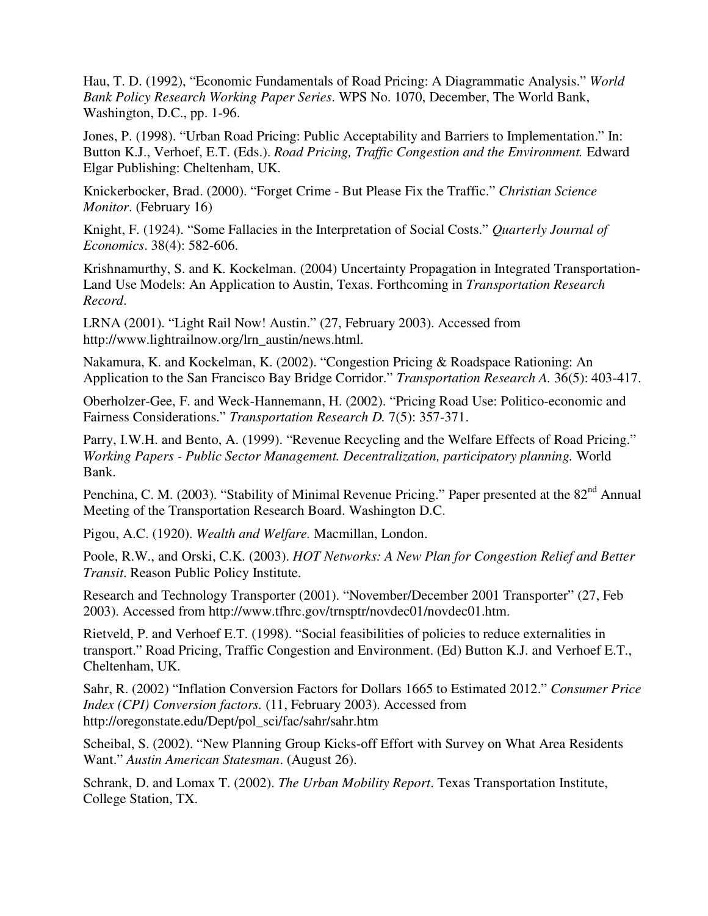Hau, T. D. (1992), "Economic Fundamentals of Road Pricing: A Diagrammatic Analysis." *World Bank Policy Research Working Paper Series*. WPS No. 1070, December, The World Bank, Washington, D.C., pp. 1-96.

Jones, P. (1998). "Urban Road Pricing: Public Acceptability and Barriers to Implementation." In: Button K.J., Verhoef, E.T. (Eds.). *Road Pricing, Traffic Congestion and the Environment.* Edward Elgar Publishing: Cheltenham, UK.

Knickerbocker, Brad. (2000). "Forget Crime - But Please Fix the Traffic." *Christian Science Monitor*. (February 16)

Knight, F. (1924). "Some Fallacies in the Interpretation of Social Costs." *Quarterly Journal of Economics*. 38(4): 582-606.

Krishnamurthy, S. and K. Kockelman. (2004) Uncertainty Propagation in Integrated Transportation-Land Use Models: An Application to Austin, Texas. Forthcoming in *Transportation Research Record*.

LRNA (2001). "Light Rail Now! Austin." (27, February 2003). Accessed from http://www.lightrailnow.org/lrn_austin/news.html.

Nakamura, K. and Kockelman, K. (2002). "Congestion Pricing & Roadspace Rationing: An Application to the San Francisco Bay Bridge Corridor." *Transportation Research A*. 36(5): 403-417.

Oberholzer-Gee, F. and Weck-Hannemann, H. (2002). "Pricing Road Use: Politico-economic and Fairness Considerations." *Transportation Research D.* 7(5): 357-371.

Parry, I.W.H. and Bento, A. (1999). "Revenue Recycling and the Welfare Effects of Road Pricing." *Working Papers - Public Sector Management. Decentralization, participatory planning.* World Bank.

Penchina, C. M. (2003). "Stability of Minimal Revenue Pricing." Paper presented at the 82nd Annual Meeting of the Transportation Research Board. Washington D.C.

Pigou, A.C. (1920). *Wealth and Welfare.* Macmillan, London.

Poole, R.W., and Orski, C.K. (2003). *HOT Networks: A New Plan for Congestion Relief and Better Transit*. Reason Public Policy Institute.

Research and Technology Transporter (2001). "November/December 2001 Transporter" (27, Feb 2003). Accessed from http://www.tfhrc.gov/trnsptr/novdec01/novdec01.htm.

Rietveld, P. and Verhoef E.T. (1998). "Social feasibilities of policies to reduce externalities in transport." Road Pricing, Traffic Congestion and Environment. (Ed) Button K.J. and Verhoef E.T., Cheltenham, UK.

Sahr, R. (2002) "Inflation Conversion Factors for Dollars 1665 to Estimated 2012." *Consumer Price Index (CPI) Conversion factors.* (11, February 2003). Accessed from http://oregonstate.edu/Dept/pol_sci/fac/sahr/sahr.htm

Scheibal, S. (2002). "New Planning Group Kicks-off Effort with Survey on What Area Residents Want." *Austin American Statesman*. (August 26).

Schrank, D. and Lomax T. (2002). *The Urban Mobility Report*. Texas Transportation Institute, College Station, TX.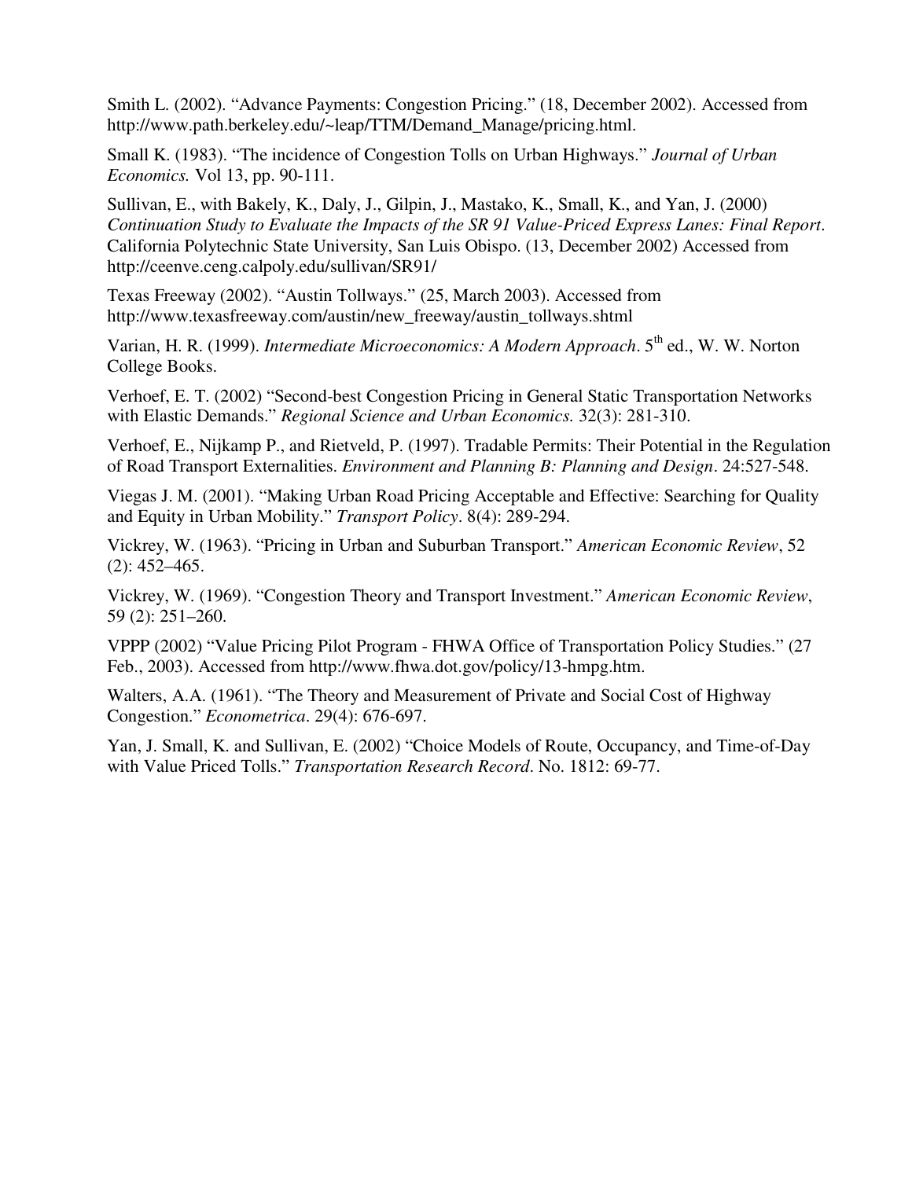Smith L. (2002). "Advance Payments: Congestion Pricing." (18, December 2002). Accessed from http://www.path.berkeley.edu/~leap/TTM/Demand_Manage/pricing.html.

Small K. (1983). "The incidence of Congestion Tolls on Urban Highways." *Journal of Urban Economics.* Vol 13, pp. 90-111.

Sullivan, E., with Bakely, K., Daly, J., Gilpin, J., Mastako, K., Small, K., and Yan, J. (2000) *Continuation Study to Evaluate the Impacts of the SR 91 Value-Priced Express Lanes: Final Report*. California Polytechnic State University, San Luis Obispo. (13, December 2002) Accessed from http://ceenve.ceng.calpoly.edu/sullivan/SR91/

Texas Freeway (2002). "Austin Tollways." (25, March 2003). Accessed from http://www.texasfreeway.com/austin/new_freeway/austin_tollways.shtml

Varian, H. R. (1999). *Intermediate Microeconomics: A Modern Approach*. 5th ed., W. W. Norton College Books.

Verhoef, E. T. (2002) "Second-best Congestion Pricing in General Static Transportation Networks with Elastic Demands." *Regional Science and Urban Economics.* 32(3): 281-310.

Verhoef, E., Nijkamp P., and Rietveld, P. (1997). Tradable Permits: Their Potential in the Regulation of Road Transport Externalities. *Environment and Planning B: Planning and Design*. 24:527-548.

Viegas J. M. (2001). "Making Urban Road Pricing Acceptable and Effective: Searching for Quality and Equity in Urban Mobility." *Transport Policy*. 8(4): 289-294.

Vickrey, W. (1963). "Pricing in Urban and Suburban Transport." *American Economic Review*, 52 (2): 452–465.

Vickrey, W. (1969). "Congestion Theory and Transport Investment." *American Economic Review*, 59 (2): 251–260.

VPPP (2002) "Value Pricing Pilot Program - FHWA Office of Transportation Policy Studies." (27 Feb., 2003). Accessed from http://www.fhwa.dot.gov/policy/13-hmpg.htm.

Walters, A.A. (1961). "The Theory and Measurement of Private and Social Cost of Highway Congestion." *Econometrica*. 29(4): 676-697.

Yan, J. Small, K. and Sullivan, E. (2002) "Choice Models of Route, Occupancy, and Time-of-Day with Value Priced Tolls." *Transportation Research Record*. No. 1812: 69-77.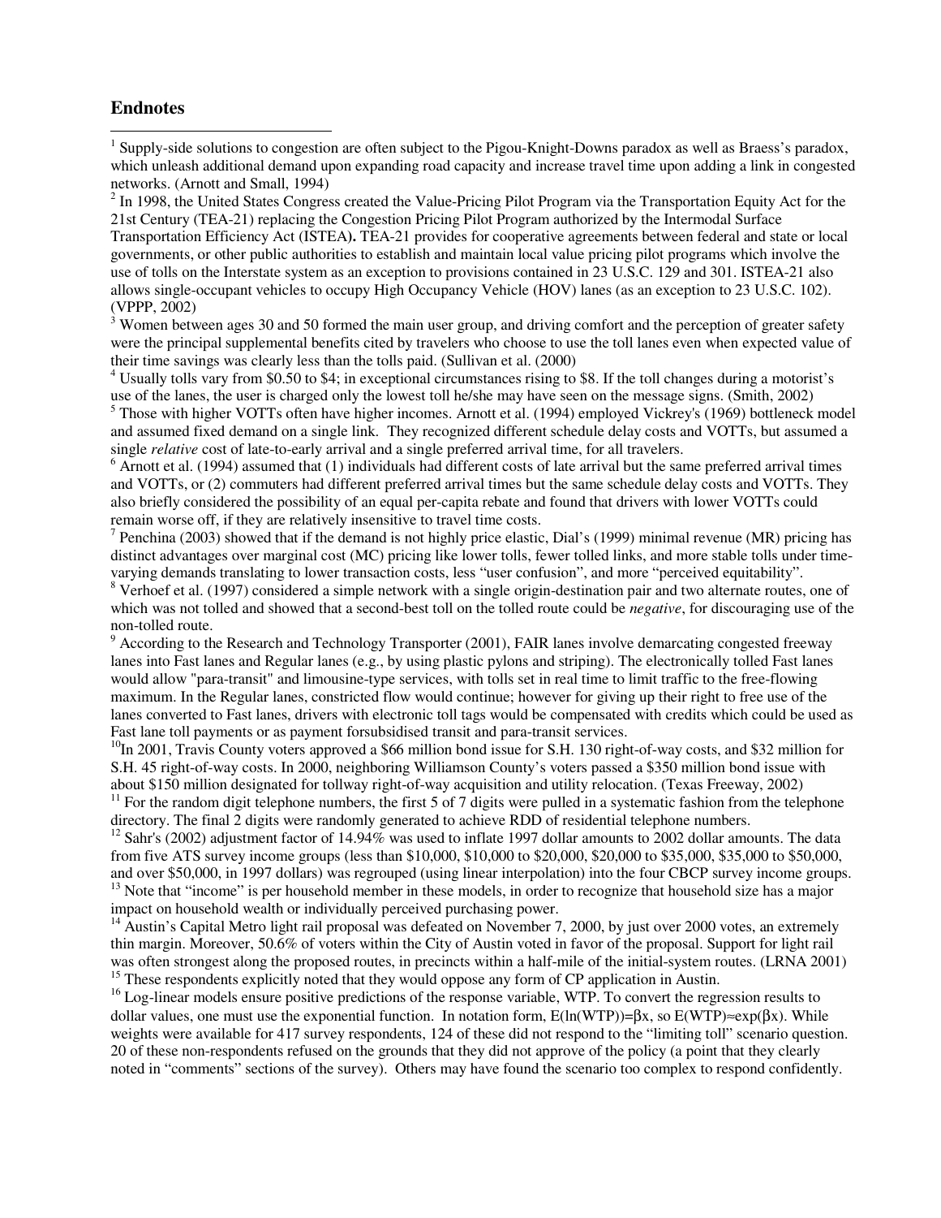## Endnotes

[1] Supply-side solutions to congestion are often subject to the Pigou-Knight-Downs paradox as well as Braess's paradox, which unleash additional demand upon expanding road capacity and increase travel time upon adding a link in congested networks. (Arnott and Small, 1994)

[2] In 1998, the United States Congress created the Value-Pricing Pilot Program via the Transportation Equity Act for the 21st Century (TEA-21) replacing the Congestion Pricing Pilot Program authorized by the Intermodal Surface Transportation Efficiency Act (ISTEA**).** TEA-21 provides for cooperative agreements between federal and state or local governments, or other public authorities to establish and maintain local value pricing pilot programs which involve the use of tolls on the Interstate system as an exception to provisions contained in 23 U.S.C. 129 and 301. ISTEA-21 also allows single-occupant vehicles to occupy High Occupancy Vehicle (HOV) lanes (as an exception to 23 U.S.C. 102). (VPPP, 2002)

[3] Women between ages 30 and 50 formed the main user group, and driving comfort and the perception of greater safety were the principal supplemental benefits cited by travelers who choose to use the toll lanes even when expected value of their time savings was clearly less than the tolls paid. (Sullivan et al. (2000)

[4] Usually tolls vary from \$0.50 to \$4; in exceptional circumstances rising to \$8. If the toll changes during a motorist's use of the lanes, the user is charged only the lowest toll he/she may have seen on the message signs. (Smith, 2002)

[5] Those with higher VOTTs often have higher incomes. Arnott et al. (1994) employed Vickrey's (1969) bottleneck model and assumed fixed demand on a single link. They recognized different schedule delay costs and VOTTs, but assumed a single *relative* cost of late-to-early arrival and a single preferred arrival time, for all travelers.

[6] Arnott et al. (1994) assumed that (1) individuals had different costs of late arrival but the same preferred arrival times and VOTTs, or (2) commuters had different preferred arrival times but the same schedule delay costs and VOTTs. They also briefly considered the possibility of an equal per-capita rebate and found that drivers with lower VOTTs could remain worse off, if they are relatively insensitive to travel time costs.

[7] Penchina (2003) showed that if the demand is not highly price elastic, Dial's (1999) minimal revenue (MR) pricing has distinct advantages over marginal cost (MC) pricing like lower tolls, fewer tolled links, and more stable tolls under time-varying demands translating to lower transaction costs, less "user confusion", and more "perceived equitability".

[8] Verhoef et al. (1997) considered a simple network with a single origin-destination pair and two alternate routes, one of which was not tolled and showed that a second-best toll on the tolled route could be *negative*, for discouraging use of the non-tolled route.

[9] According to the Research and Technology Transporter (2001), FAIR lanes involve demarcating congested freeway lanes into Fast lanes and Regular lanes (e.g., by using plastic pylons and striping). The electronically tolled Fast lanes would allow "para-transit" and limousine-type services, with tolls set in real time to limit traffic to the free-flowing maximum. In the Regular lanes, constricted flow would continue; however for giving up their right to free use of the lanes converted to Fast lanes, drivers with electronic toll tags would be compensated with credits which could be used as Fast lane toll payments or as payment forsubsidised transit and para-transit services.

[10] In 2001, Travis County voters approved a \$66 million bond issue for S.H. 130 right-of-way costs, and \$32 million for S.H. 45 right-of-way costs. In 2000, neighboring Williamson County's voters passed a \$350 million bond issue with about \$150 million designated for tollway right-of-way acquisition and utility relocation. (Texas Freeway, 2002)

[11] For the random digit telephone numbers, the first 5 of 7 digits were pulled in a systematic fashion from the telephone directory. The final 2 digits were randomly generated to achieve RDD of residential telephone numbers.

[12] Sahr's (2002) adjustment factor of 14.94% was used to inflate 1997 dollar amounts to 2002 dollar amounts. The data from five ATS survey income groups (less than \$10,000, \$10,000 to \$20,000, \$20,000 to \$35,000, \$35,000 to \$50,000, and over \$50,000, in 1997 dollars) was regrouped (using linear interpolation) into the four CBCP survey income groups.

[13] Note that "income" is per household member in these models, in order to recognize that household size has a major impact on household wealth or individually perceived purchasing power.

[14] Austin's Capital Metro light rail proposal was defeated on November 7, 2000, by just over 2000 votes, an extremely thin margin. Moreover, 50.6% of voters within the City of Austin voted in favor of the proposal. Support for light rail was often strongest along the proposed routes, in precincts within a half-mile of the initial-system routes. (LRNA 2001)

[15] These respondents explicitly noted that they would oppose any form of CP application in Austin.

[16] Log-linear models ensure positive predictions of the response variable, WTP. To convert the regression results to dollar values, one must use the exponential function. In notation form, $E(\ln(WTP))=\beta x$, so $E(WTP)\approx\exp(\beta x)$. While weights were available for 417 survey respondents, 124 of these did not respond to the "limiting toll" scenario question. 20 of these non-respondents refused on the grounds that they did not approve of the policy (a point that they clearly noted in "comments" sections of the survey). Others may have found the scenario too complex to respond confidently.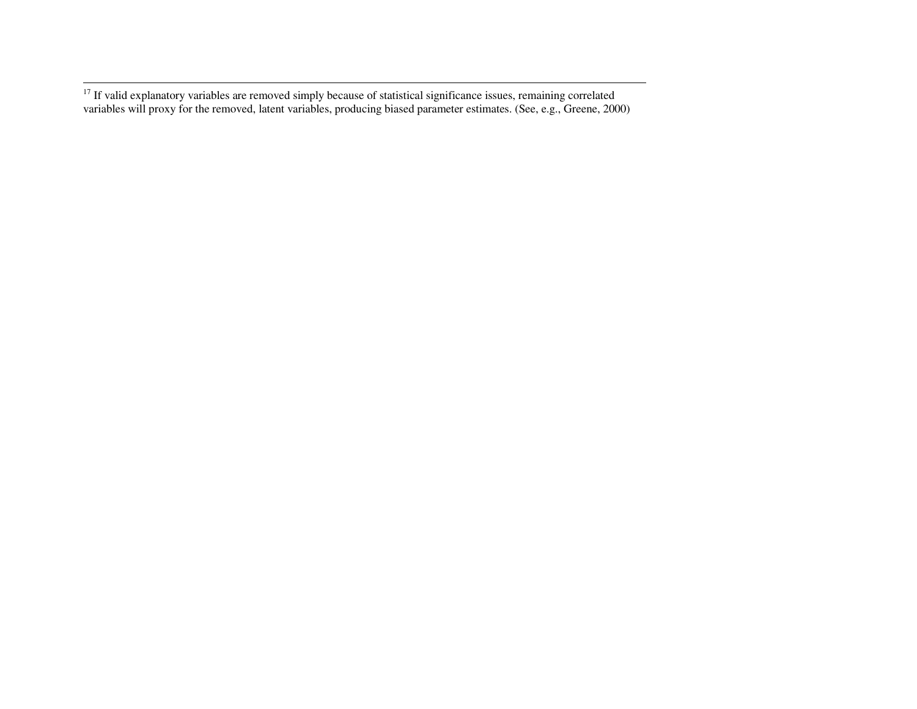[17] If valid explanatory variables are removed simply because of statistical significance issues, remaining correlated variables will proxy for the removed, latent variables, producing biased parameter estimates. (See, e.g., Greene, 2000)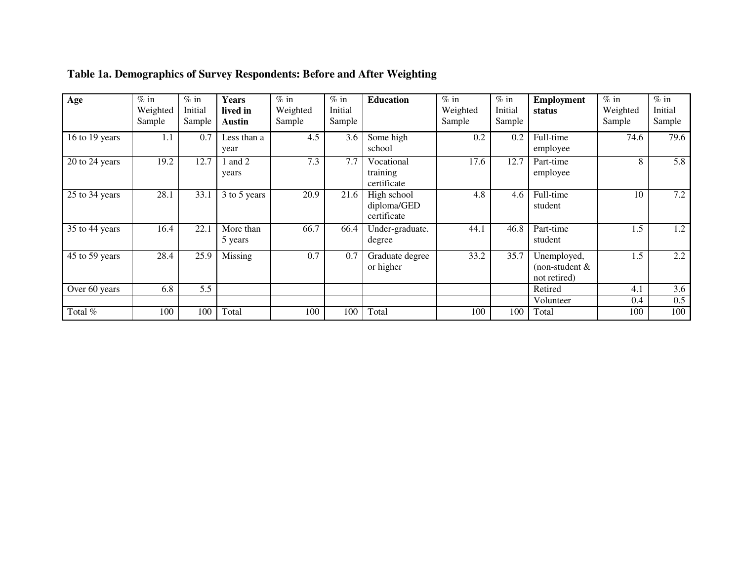**Table 1a. Demographics of Survey Respondents: Before and After Weighting**

| Age | % in Weighted Sample | % in Initial Sample | Years lived in Austin | % in Weighted Sample | % in Initial Sample | Education | % in Weighted Sample | % in Initial Sample | Employment status | % in Weighted Sample | % in Initial Sample |
|---|---|---|---|---|---|---|---|---|---|---|---|
| 16 to 19 years | 1.1 | 0.7 | Less than a year | 4.5 | 3.6 | Some high school | 0.2 | 0.2 | Full-time employee | 74.6 | 79.6 |
| 20 to 24 years | 19.2 | 12.7 | 1 and 2 years | 7.3 | 7.7 | Vocational training certificate | 17.6 | 12.7 | Part-time employee | 8 | 5.8 |
| 25 to 34 years | 28.1 | 33.1 | 3 to 5 years | 20.9 | 21.6 | High school diploma/GED certificate | 4.8 | 4.6 | Full-time student | 10 | 7.2 |
| 35 to 44 years | 16.4 | 22.1 | More than 5 years | 66.7 | 66.4 | Under-graduate. degree | 44.1 | 46.8 | Part-time student | 1.5 | 1.2 |
| 45 to 59 years | 28.4 | 25.9 | Missing | 0.7 | 0.7 | Graduate degree or higher | 33.2 | 35.7 | Unemployed, (non-student & not retired) | 1.5 | 2.2 |
| Over 60 years | 6.8 | 5.5 | | | | | | | Retired | 4.1 | 3.6 |
| | | | | | | | | | Volunteer | 0.4 | 0.5 |
| Total % | 100 | 100 | Total | 100 | 100 | Total | 100 | 100 | Total | 100 | 100 |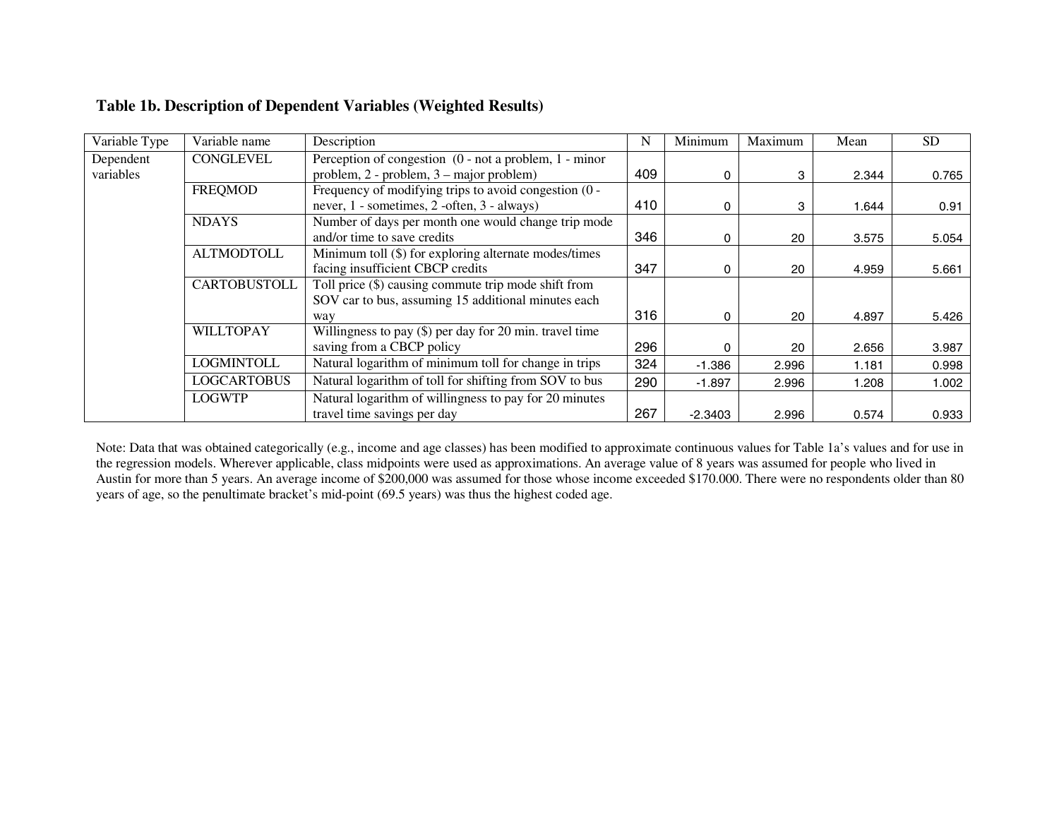**Table 1b. Description of Dependent Variables (Weighted Results)**

| Variable Type | Variable name | Description | N | Minimum | Maximum | Mean | SD |
|---|---|---|---|---|---|---|---|
| Dependent variables | CONGLEVEL | Perception of congestion (0 - not a problem, 1 - minor problem, 2 - problem, 3 – major problem) | 409 | 0 | 3 | 2.344 | 0.765 |
| | FREQMOD | Frequency of modifying trips to avoid congestion (0 - never, 1 - sometimes, 2 -often, 3 - always) | 410 | 0 | 3 | 1.644 | 0.91 |
| | NDAYS | Number of days per month one would change trip mode and/or time to save credits | 346 | 0 | 20 | 3.575 | 5.054 |
| | ALTMODTOLL | Minimum toll ($) for exploring alternate modes/times facing insufficient CBCP credits | 347 | 0 | 20 | 4.959 | 5.661 |
| | CARTOBUSTOLL | Toll price ($) causing commute trip mode shift from SOV car to bus, assuming 15 additional minutes each way | 316 | 0 | 20 | 4.897 | 5.426 |
| | WILLTOPAY | Willingness to pay ($) per day for 20 min. travel time saving from a CBCP policy | 296 | 0 | 20 | 2.656 | 3.987 |
| | LOGMINTOLL | Natural logarithm of minimum toll for change in trips | 324 | -1.386 | 2.996 | 1.181 | 0.998 |
| | LOGCARTOBUS | Natural logarithm of toll for shifting from SOV to bus | 290 | -1.897 | 2.996 | 1.208 | 1.002 |
| | LOGWTP | Natural logarithm of willingness to pay for 20 minutes travel time savings per day | 267 | -2.3403 | 2.996 | 0.574 | 0.933 |

Note: Data that was obtained categorically (e.g., income and age classes) has been modified to approximate continuous values for Table 1a's values and for use in the regression models. Wherever applicable, class midpoints were used as approximations. An average value of 8 years was assumed for people who lived in Austin for more than 5 years. An average income of $200,000 was assumed for those whose income exceeded $170.000. There were no respondents older than 80 years of age, so the penultimate bracket's mid-point (69.5 years) was thus the highest coded age.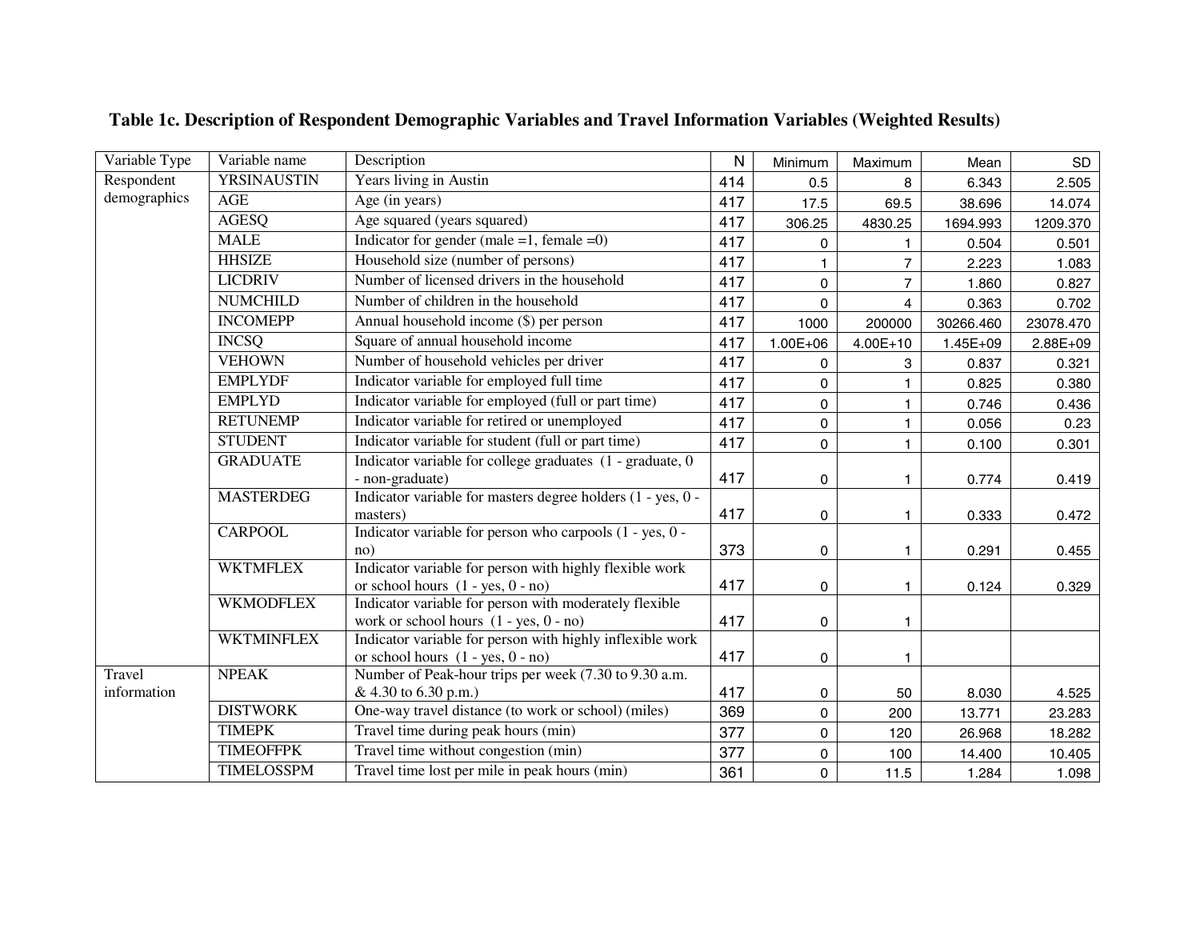**Table 1c. Description of Respondent Demographic Variables and Travel Information Variables (Weighted Results)**

| Variable Type | Variable name | Description | N | Minimum | Maximum | Mean | SD |
|---|---|---|---|---|---|---|---|
| Respondent demographics | YRSINAUSTIN | Years living in Austin | 414 | 0.5 | 8 | 6.343 | 2.505 |
| | AGE | Age (in years) | 417 | 17.5 | 69.5 | 38.696 | 14.074 |
| | AGESQ | Age squared (years squared) | 417 | 306.25 | 4830.25 | 1694.993 | 1209.370 |
| | MALE | Indicator for gender (male =1, female =0) | 417 | 0 | 1 | 0.504 | 0.501 |
| | HHSIZE | Household size (number of persons) | 417 | 1 | 7 | 2.223 | 1.083 |
| | LICDRIV | Number of licensed drivers in the household | 417 | 0 | 7 | 1.860 | 0.827 |
| | NUMCHILD | Number of children in the household | 417 | 0 | 4 | 0.363 | 0.702 |
| | INCOMEPP | Annual household income ($) per person | 417 | 1000 | 200000 | 30266.460 | 23078.470 |
| | INCSQ | Square of annual household income | 417 | 1.00E+06 | 4.00E+10 | 1.45E+09 | 2.88E+09 |
| | VEHOWN | Number of household vehicles per driver | 417 | 0 | 3 | 0.837 | 0.321 |
| | EMPLYDF | Indicator variable for employed full time | 417 | 0 | 1 | 0.825 | 0.380 |
| | EMPLYD | Indicator variable for employed (full or part time) | 417 | 0 | 1 | 0.746 | 0.436 |
| | RETUNEMP | Indicator variable for retired or unemployed | 417 | 0 | 1 | 0.056 | 0.23 |
| | STUDENT | Indicator variable for student (full or part time) | 417 | 0 | 1 | 0.100 | 0.301 |
| | GRADUATE | Indicator variable for college graduates (1 - graduate, 0 - non-graduate) | 417 | 0 | 1 | 0.774 | 0.419 |
| | MASTERDEG | Indicator variable for masters degree holders (1 - yes, 0 - masters) | 417 | 0 | 1 | 0.333 | 0.472 |
| | CARPOOL | Indicator variable for person who carpools (1 - yes, 0 - no) | 373 | 0 | 1 | 0.291 | 0.455 |
| | WKTMFLEX | Indicator variable for person with highly flexible work or school hours (1 - yes, 0 - no) | 417 | 0 | 1 | 0.124 | 0.329 |
| | WKMODFLEX | Indicator variable for person with moderately flexible work or school hours (1 - yes, 0 - no) | 417 | 0 | 1 | | |
| | WKTMINFLEX | Indicator variable for person with highly inflexible work or school hours (1 - yes, 0 - no) | 417 | 0 | 1 | | |
| Travel information | NPEAK | Number of Peak-hour trips per week (7.30 to 9.30 a.m. & 4.30 to 6.30 p.m.) | 417 | 0 | 50 | 8.030 | 4.525 |
| | DISTWORK | One-way travel distance (to work or school) (miles) | 369 | 0 | 200 | 13.771 | 23.283 |
| | TIMEPK | Travel time during peak hours (min) | 377 | 0 | 120 | 26.968 | 18.282 |
| | TIMEOFFPK | Travel time without congestion (min) | 377 | 0 | 100 | 14.400 | 10.405 |
| | TIMELOSSPM | Travel time lost per mile in peak hours (min) | 361 | 0 | 11.5 | 1.284 | 1.098 |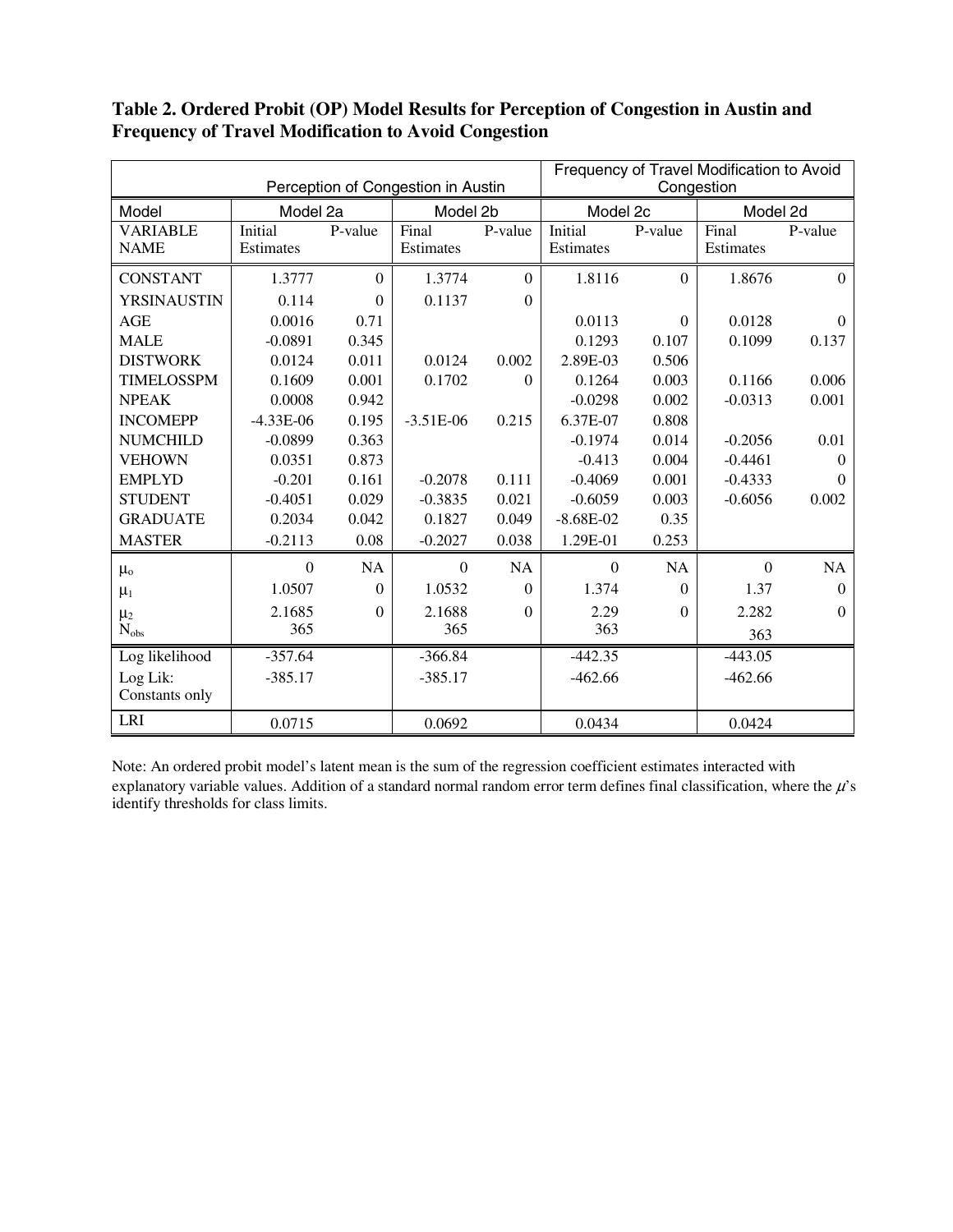**Table 2. Ordered Probit (OP) Model Results for Perception of Congestion in Austin and Frequency of Travel Modification to Avoid Congestion**

| | Perception of Congestion in Austin | | | | Frequency of Travel Modification to Avoid Congestion | | | |
|---|---|---|---|---|---|---|---|---|
| Model | Model 2a | | Model 2b | | Model 2c | | Model 2d | |
| VARIABLE NAME | Initial Estimates | P-value | Final Estimates | P-value | Initial Estimates | P-value | Final Estimates | P-value |
| CONSTANT | 1.3777 | 0 | 1.3774 | 0 | 1.8116 | 0 | 1.8676 | 0 |
| YRSINAUSTIN | 0.114 | 0 | 0.1137 | 0 | | | | |
| AGE | 0.0016 | 0.71 | | | 0.0113 | 0 | 0.0128 | 0 |
| MALE | -0.0891 | 0.345 | | | 0.1293 | 0.107 | 0.1099 | 0.137 |
| DISTWORK | 0.0124 | 0.011 | 0.0124 | 0.002 | 2.89E-03 | 0.506 | | |
| TIMELOSSPM | 0.1609 | 0.001 | 0.1702 | 0 | 0.1264 | 0.003 | 0.1166 | 0.006 |
| NPEAK | 0.0008 | 0.942 | | | -0.0298 | 0.002 | -0.0313 | 0.001 |
| INCOMEPP | -4.33E-06 | 0.195 | -3.51E-06 | 0.215 | 6.37E-07 | 0.808 | | |
| NUMCHILD | -0.0899 | 0.363 | | | -0.1974 | 0.014 | -0.2056 | 0.01 |
| VEHOWN | 0.0351 | 0.873 | | | -0.413 | 0.004 | -0.4461 | 0 |
| EMPLYD | -0.201 | 0.161 | -0.2078 | 0.111 | -0.4069 | 0.001 | -0.4333 | 0 |
| STUDENT | -0.4051 | 0.029 | -0.3835 | 0.021 | -0.6059 | 0.003 | -0.6056 | 0.002 |
| GRADUATE | 0.2034 | 0.042 | 0.1827 | 0.049 | -8.68E-02 | 0.35 | | |
| MASTER | -0.2113 | 0.08 | -0.2027 | 0.038 | 1.29E-01 | 0.253 | | |
| $\mu_o$ | 0 | NA | 0 | NA | 0 | NA | 0 | NA |
| $\mu_1$ | 1.0507 | 0 | 1.0532 | 0 | 1.374 | 0 | 1.37 | 0 |
| $\mu_2$ | 2.1685 | 0 | 2.1688 | 0 | 2.29 | 0 | 2.282 | 0 |
| $N_{obs}$ | 365 | | 365 | | 363 | | 363 | |
| Log likelihood | -357.64 | | -366.84 | | -442.35 | | -443.05 | |
| Log Lik: Constants only | -385.17 | | -385.17 | | -462.66 | | -462.66 | |
| LRI | 0.0715 | | 0.0692 | | 0.0434 | | 0.0424 | |

Note: An ordered probit model's latent mean is the sum of the regression coefficient estimates interacted with explanatory variable values. Addition of a standard normal random error term defines final classification, where the $\mu$'s identify thresholds for class limits.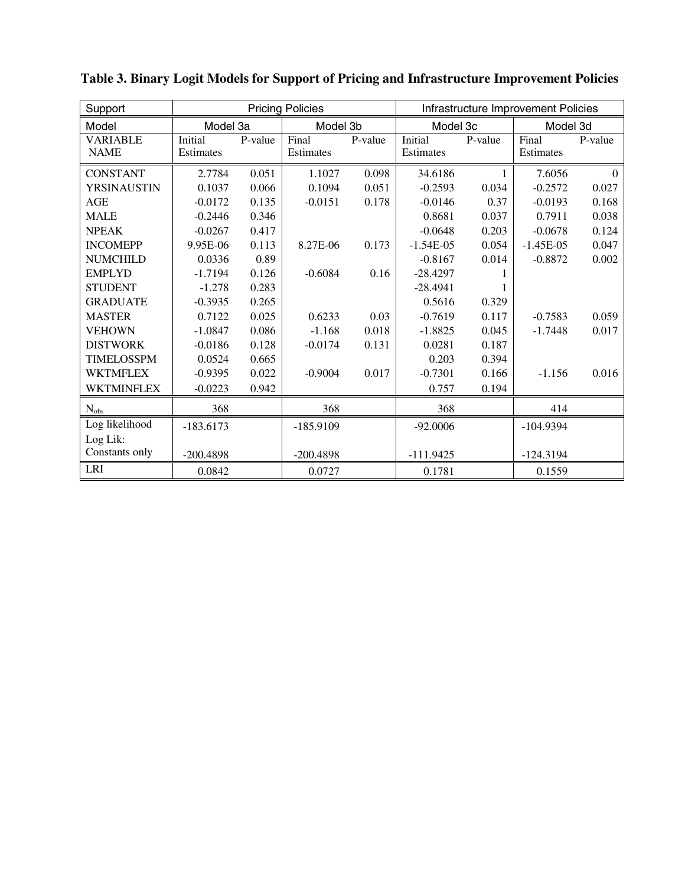**Table 3. Binary Logit Models for Support of Pricing and Infrastructure Improvement Policies**

| Support | Pricing Policies | | | | Infrastructure Improvement Policies | | | |
|---|---|---|---|---|---|---|---|---|
| Model | Model 3a | | Model 3b | | Model 3c | | Model 3d | |
| VARIABLE NAME | Initial Estimates | P-value | Final Estimates | P-value | Initial Estimates | P-value | Final Estimates | P-value |
| CONSTANT | 2.7784 | 0.051 | 1.1027 | 0.098 | 34.6186 | 1 | 7.6056 | 0 |
| YRSINAUSTIN | 0.1037 | 0.066 | 0.1094 | 0.051 | -0.2593 | 0.034 | -0.2572 | 0.027 |
| AGE | -0.0172 | 0.135 | -0.0151 | 0.178 | -0.0146 | 0.37 | -0.0193 | 0.168 |
| MALE | -0.2446 | 0.346 | | | 0.8681 | 0.037 | 0.7911 | 0.038 |
| NPEAK | -0.0267 | 0.417 | | | -0.0648 | 0.203 | -0.0678 | 0.124 |
| INCOMEPP | 9.95E-06 | 0.113 | 8.27E-06 | 0.173 | -1.54E-05 | 0.054 | -1.45E-05 | 0.047 |
| NUMCHILD | 0.0336 | 0.89 | | | -0.8167 | 0.014 | -0.8872 | 0.002 |
| EMPLYD | -1.7194 | 0.126 | -0.6084 | 0.16 | -28.4297 | 1 | | |
| STUDENT | -1.278 | 0.283 | | | -28.4941 | 1 | | |
| GRADUATE | -0.3935 | 0.265 | | | 0.5616 | 0.329 | | |
| MASTER | 0.7122 | 0.025 | 0.6233 | 0.03 | -0.7619 | 0.117 | -0.7583 | 0.059 |
| VEHOWN | -1.0847 | 0.086 | -1.168 | 0.018 | -1.8825 | 0.045 | -1.7448 | 0.017 |
| DISTWORK | -0.0186 | 0.128 | -0.0174 | 0.131 | 0.0281 | 0.187 | | |
| TIMELOSSPM | 0.0524 | 0.665 | | | 0.203 | 0.394 | | |
| WKTMFLEX | -0.9395 | 0.022 | -0.9004 | 0.017 | -0.7301 | 0.166 | -1.156 | 0.016 |
| WKTMINFLEX | -0.0223 | 0.942 | | | 0.757 | 0.194 | | |
| $N_{obs}$ | 368 | | 368 | | 368 | | 414 | |
| Log likelihood | -183.6173 | | -185.9109 | | -92.0006 | | -104.9394 | |
| Log Lik: Constants only | -200.4898 | | -200.4898 | | -111.9425 | | -124.3194 | |
| LRI | 0.0842 | | 0.0727 | | 0.1781 | | 0.1559 | |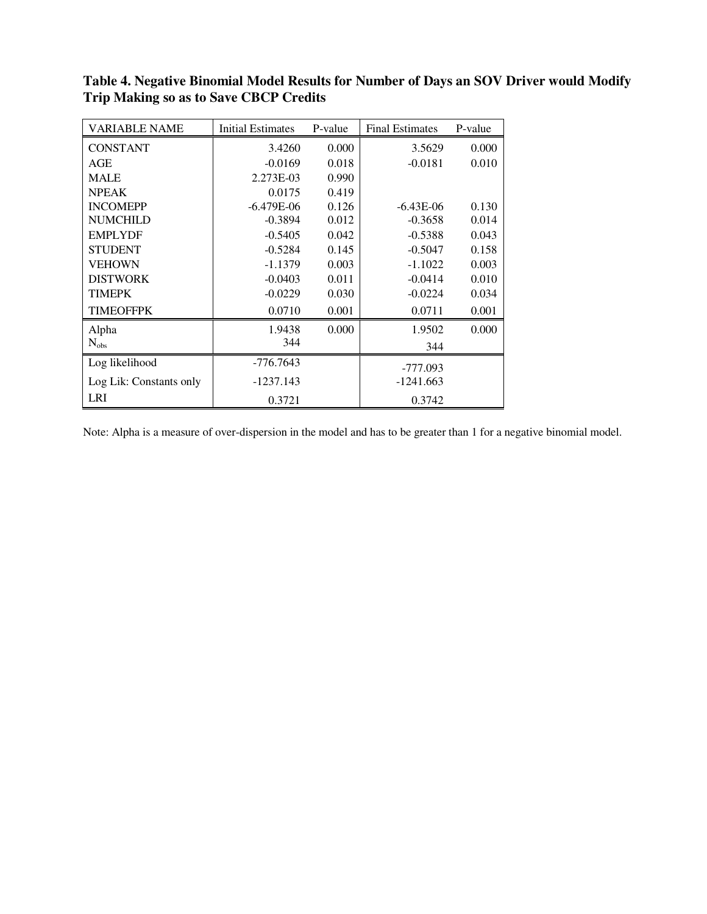**Table 4. Negative Binomial Model Results for Number of Days an SOV Driver would Modify Trip Making so as to Save CBCP Credits**

| VARIABLE NAME | Initial Estimates | P-value | Final Estimates | P-value |
|---|---|---|---|---|
| CONSTANT | 3.4260 | 0.000 | 3.5629 | 0.000 |
| AGE | -0.0169 | 0.018 | -0.0181 | 0.010 |
| MALE | 2.273E-03 | 0.990 | | |
| NPEAK | 0.0175 | 0.419 | | |
| INCOMEPP | -6.479E-06 | 0.126 | -6.43E-06 | 0.130 |
| NUMCHILD | -0.3894 | 0.012 | -0.3658 | 0.014 |
| EMPLYDF | -0.5405 | 0.042 | -0.5388 | 0.043 |
| STUDENT | -0.5284 | 0.145 | -0.5047 | 0.158 |
| VEHOWN | -1.1379 | 0.003 | -1.1022 | 0.003 |
| DISTWORK | -0.0403 | 0.011 | -0.0414 | 0.010 |
| TIMEPK | -0.0229 | 0.030 | -0.0224 | 0.034 |
| TIMEOFFPK | 0.0710 | 0.001 | 0.0711 | 0.001 |
| Alpha | 1.9438 | 0.000 | 1.9502 | 0.000 |
| $N_{obs}$ | 344 | | 344 | |
| Log likelihood | -776.7643 | | -777.093 | |
| Log Lik: Constants only | -1237.143 | | -1241.663 | |
| LRI | 0.3721 | | 0.3742 | |

Note: Alpha is a measure of over-dispersion in the model and has to be greater than 1 for a negative binomial model.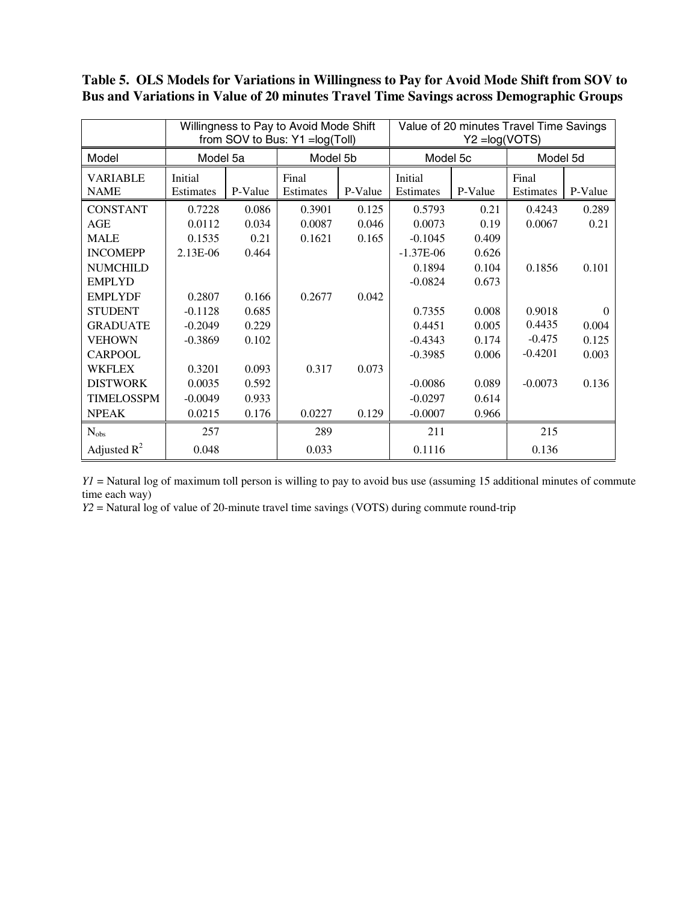**Table 5. OLS Models for Variations in Willingness to Pay for Avoid Mode Shift from SOV to Bus and Variations in Value of 20 minutes Travel Time Savings across Demographic Groups**

| | Willingness to Pay to Avoid Mode Shift from SOV to Bus: Y1 =log(Toll) | | | | Value of 20 minutes Travel Time Savings Y2 =log(VOTS) | | | |
|---|---|---|---|---|---|---|---|---|
| Model | Model 5a | | Model 5b | | Model 5c | | Model 5d | |
| VARIABLE NAME | Initial Estimates | P-Value | Final Estimates | P-Value | Initial Estimates | P-Value | Final Estimates | P-Value |
| CONSTANT | 0.7228 | 0.086 | 0.3901 | 0.125 | 0.5793 | 0.21 | 0.4243 | 0.289 |
| AGE | 0.0112 | 0.034 | 0.0087 | 0.046 | 0.0073 | 0.19 | 0.0067 | 0.21 |
| MALE | 0.1535 | 0.21 | 0.1621 | 0.165 | -0.1045 | 0.409 | | |
| INCOMEPP | 2.13E-06 | 0.464 | | | -1.37E-06 | 0.626 | | |
| NUMCHILD | | | | | 0.1894 | 0.104 | 0.1856 | 0.101 |
| EMPLYD | | | | | -0.0824 | 0.673 | | |
| EMPLYDF | 0.2807 | 0.166 | 0.2677 | 0.042 | | | | |
| STUDENT | -0.1128 | 0.685 | | | 0.7355 | 0.008 | 0.9018 | 0 |
| GRADUATE | -0.2049 | 0.229 | | | 0.4451 | 0.005 | 0.4435 | 0.004 |
| VEHOWN | -0.3869 | 0.102 | | | -0.4343 | 0.174 | -0.475 | 0.125 |
| CARPOOL | | | | | -0.3985 | 0.006 | -0.4201 | 0.003 |
| WKFLEX | 0.3201 | 0.093 | 0.317 | 0.073 | | | | |
| DISTWORK | 0.0035 | 0.592 | | | -0.0086 | 0.089 | -0.0073 | 0.136 |
| TIMELOSSPM | -0.0049 | 0.933 | | | -0.0297 | 0.614 | | |
| NPEAK | 0.0215 | 0.176 | 0.0227 | 0.129 | -0.0007 | 0.966 | | |
| $N_{obs}$ | 257 | | 289 | | 211 | | 215 | |
| Adjusted $R^2$ | 0.048 | | 0.033 | | 0.1116 | | 0.136 | |

*Y1* = Natural log of maximum toll person is willing to pay to avoid bus use (assuming 15 additional minutes of commute time each way)

*Y2* = Natural log of value of 20-minute travel time savings (VOTS) during commute round-trip